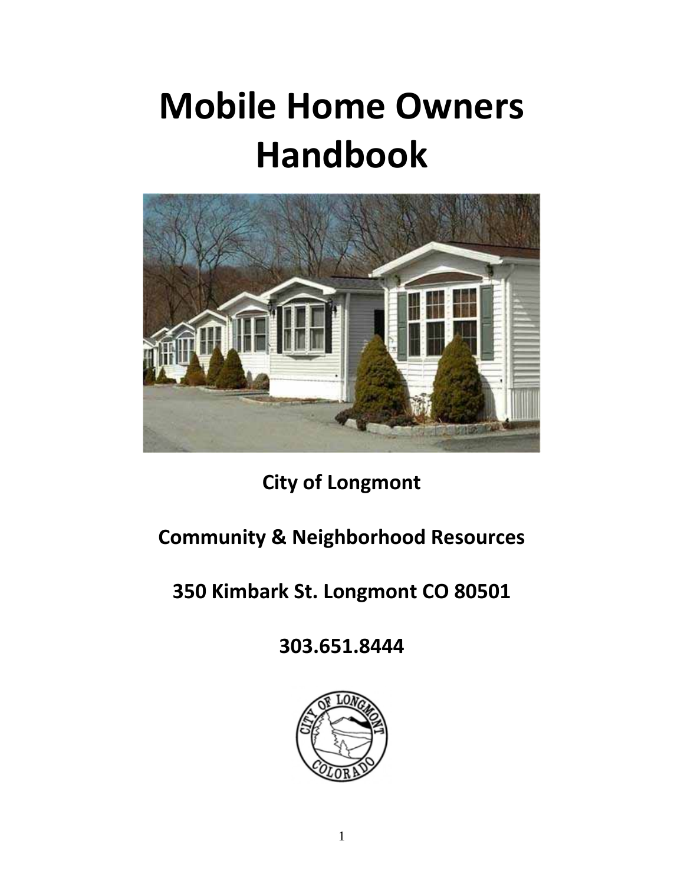# Mobile Home Owners Handbook

**City of Longmont**

**Community & Neighborhood Resources**

**350 Kimbark St. Longmont CO 80501**

**303.651.8444**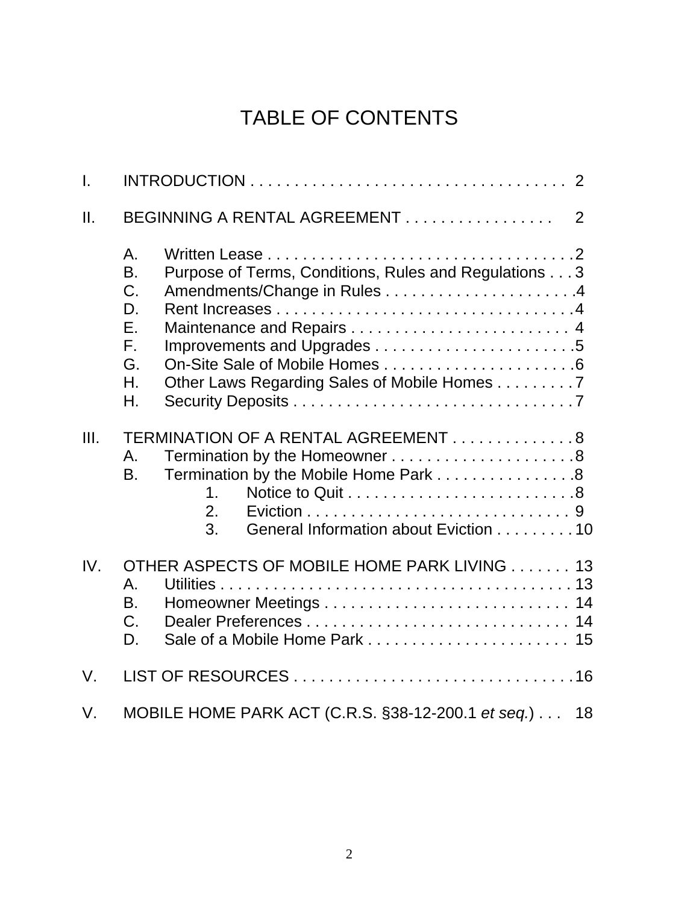# TABLE OF CONTENTS

I. INTRODUCTION . . . . . . . . . . . . . . . . . . . . . . . . . . . . . . . . . . . . 2

II. BEGINNING A RENTAL AGREEMENT . . . . . . . . . . . . . . . . . 2

- A. Written Lease . . . . . . . . . . . . . . . . . . . . . . . . . . . . . . . . . . .2
- B. Purpose of Terms, Conditions, Rules and Regulations . . . 3
- C. Amendments/Change in Rules . . . . . . . . . . . . . . . . . . . . . .4
- D. Rent Increases . . . . . . . . . . . . . . . . . . . . . . . . . . . . . . . . . .4
- E. Maintenance and Repairs . . . . . . . . . . . . . . . . . . . . . . . . . 4
- F. Improvements and Upgrades . . . . . . . . . . . . . . . . . . . . . . .5
- G. On-Site Sale of Mobile Homes . . . . . . . . . . . . . . . . . . . . . .6
- H. Other Laws Regarding Sales of Mobile Homes . . . . . . . . . 7
- H. Security Deposits . . . . . . . . . . . . . . . . . . . . . . . . . . . . . . . .7

III. TERMINATION OF A RENTAL AGREEMENT . . . . . . . . . . . . . . 8

- A. Termination by the Homeowner . . . . . . . . . . . . . . . . . . . . .8
- B. Termination by the Mobile Home Park . . . . . . . . . . . . . . . .8
  - 1. Notice to Quit . . . . . . . . . . . . . . . . . . . . . . . . . .8
  - 2. Eviction . . . . . . . . . . . . . . . . . . . . . . . . . . . . . 9
  - 3. General Information about Eviction . . . . . . . . . 10

IV. OTHER ASPECTS OF MOBILE HOME PARK LIVING . . . . . . . 13

- A. Utilities . . . . . . . . . . . . . . . . . . . . . . . . . . . . . . . . . . . . . . . 13
- B. Homeowner Meetings . . . . . . . . . . . . . . . . . . . . . . . . . . . . 14
- C. Dealer Preferences . . . . . . . . . . . . . . . . . . . . . . . . . . . . . . 14
- D. Sale of a Mobile Home Park . . . . . . . . . . . . . . . . . . . . . . . 15

V. LIST OF RESOURCES . . . . . . . . . . . . . . . . . . . . . . . . . . . . . . . .16

V. MOBILE HOME PARK ACT (C.R.S. §38-12-200.1 *et seq.*) . . . 18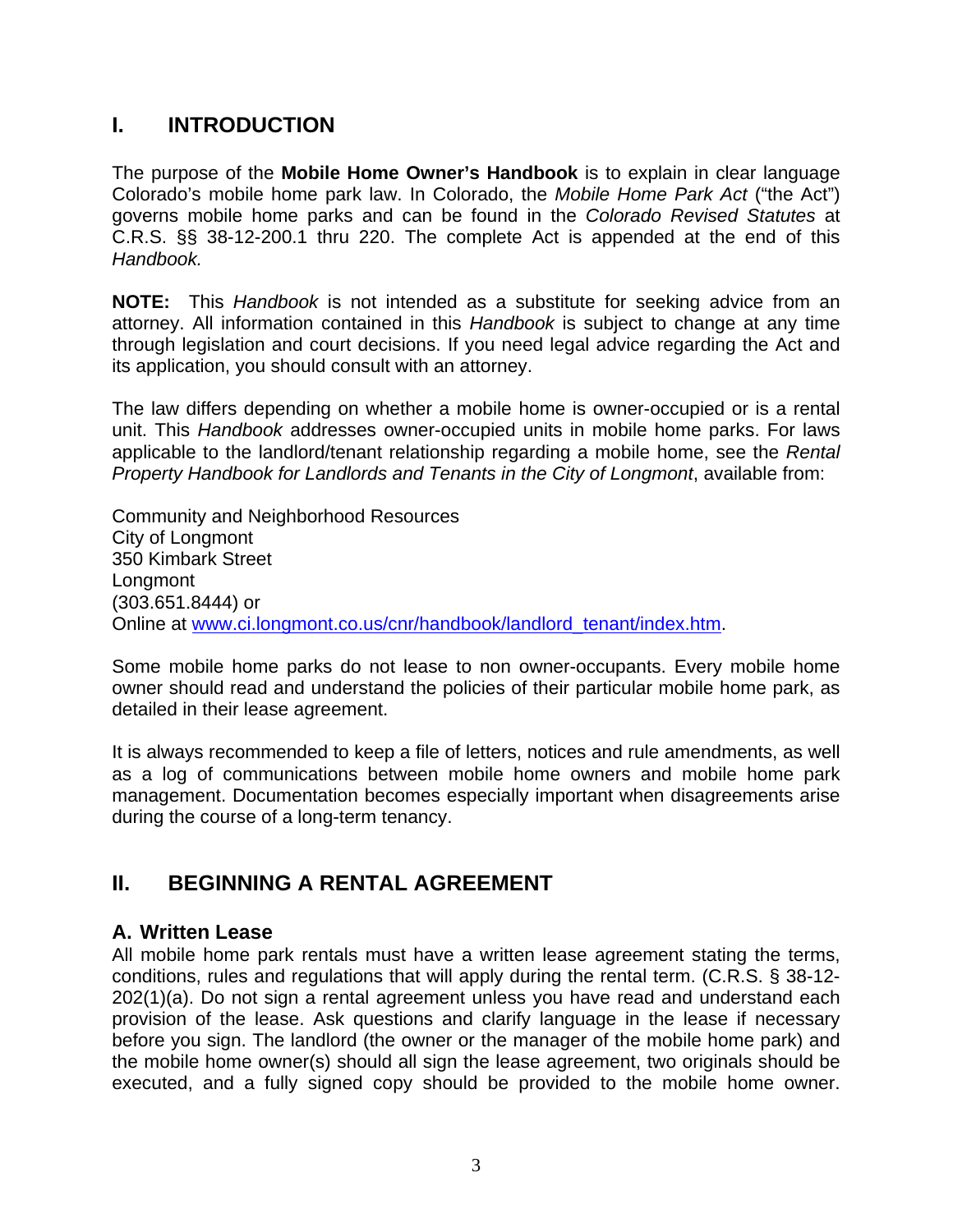## I. INTRODUCTION

The purpose of the **Mobile Home Owner's Handbook** is to explain in clear language Colorado's mobile home park law. In Colorado, the *Mobile Home Park Act* ("the Act") governs mobile home parks and can be found in the *Colorado Revised Statutes* at C.R.S. §§ 38-12-200.1 thru 220. The complete Act is appended at the end of this *Handbook.*

**NOTE:** This *Handbook* is not intended as a substitute for seeking advice from an attorney. All information contained in this *Handbook* is subject to change at any time through legislation and court decisions. If you need legal advice regarding the Act and its application, you should consult with an attorney.

The law differs depending on whether a mobile home is owner-occupied or is a rental unit. This *Handbook* addresses owner-occupied units in mobile home parks. For laws applicable to the landlord/tenant relationship regarding a mobile home, see the *Rental Property Handbook for Landlords and Tenants in the City of Longmont*, available from:

Community and Neighborhood Resources
City of Longmont
350 Kimbark Street
Longmont
(303.651.8444) or
Online at www.ci.longmont.co.us/cnr/handbook/landlord_tenant/index.htm.

Some mobile home parks do not lease to non owner-occupants. Every mobile home owner should read and understand the policies of their particular mobile home park, as detailed in their lease agreement.

It is always recommended to keep a file of letters, notices and rule amendments, as well as a log of communications between mobile home owners and mobile home park management. Documentation becomes especially important when disagreements arise during the course of a long-term tenancy.

## II. BEGINNING A RENTAL AGREEMENT

### A. Written Lease

All mobile home park rentals must have a written lease agreement stating the terms, conditions, rules and regulations that will apply during the rental term. (C.R.S. § 38-12-202(1)(a). Do not sign a rental agreement unless you have read and understand each provision of the lease. Ask questions and clarify language in the lease if necessary before you sign. The landlord (the owner or the manager of the mobile home park) and the mobile home owner(s) should all sign the lease agreement, two originals should be executed, and a fully signed copy should be provided to the mobile home owner.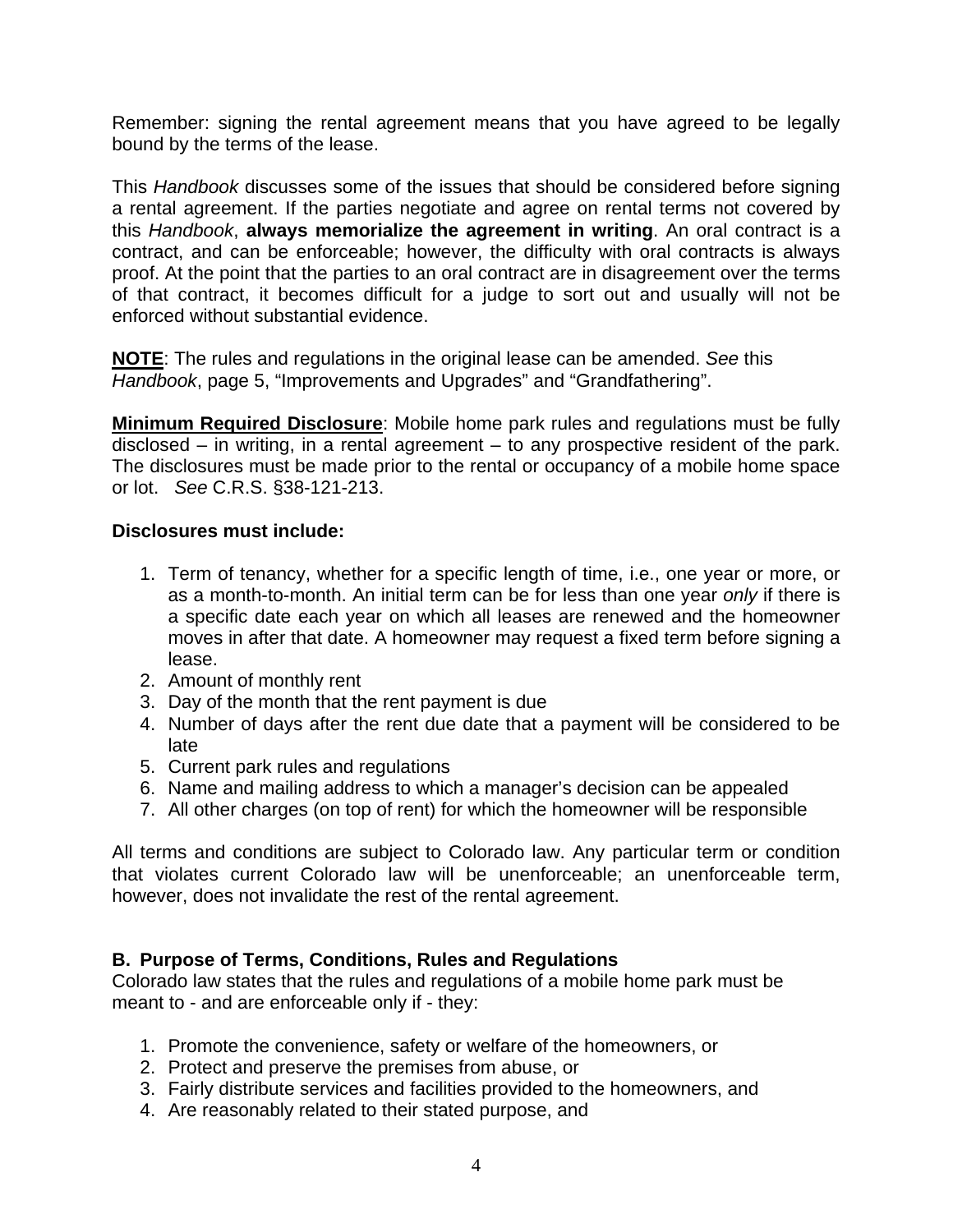Remember: signing the rental agreement means that you have agreed to be legally bound by the terms of the lease.

This *Handbook* discusses some of the issues that should be considered before signing a rental agreement. If the parties negotiate and agree on rental terms not covered by this *Handbook*, **always memorialize the agreement in writing**. An oral contract is a contract, and can be enforceable; however, the difficulty with oral contracts is always proof. At the point that the parties to an oral contract are in disagreement over the terms of that contract, it becomes difficult for a judge to sort out and usually will not be enforced without substantial evidence.

**NOTE**: The rules and regulations in the original lease can be amended. *See* this *Handbook*, page 5, "Improvements and Upgrades" and "Grandfathering".

**Minimum Required Disclosure**: Mobile home park rules and regulations must be fully disclosed – in writing, in a rental agreement – to any prospective resident of the park. The disclosures must be made prior to the rental or occupancy of a mobile home space or lot. *See* C.R.S. §38-121-213.

**Disclosures must include:**

1. Term of tenancy, whether for a specific length of time, i.e., one year or more, or as a month-to-month. An initial term can be for less than one year *only* if there is a specific date each year on which all leases are renewed and the homeowner moves in after that date. A homeowner may request a fixed term before signing a lease.
2. Amount of monthly rent
3. Day of the month that the rent payment is due
4. Number of days after the rent due date that a payment will be considered to be late
5. Current park rules and regulations
6. Name and mailing address to which a manager's decision can be appealed
7. All other charges (on top of rent) for which the homeowner will be responsible

All terms and conditions are subject to Colorado law. Any particular term or condition that violates current Colorado law will be unenforceable; an unenforceable term, however, does not invalidate the rest of the rental agreement.

### B. Purpose of Terms, Conditions, Rules and Regulations

Colorado law states that the rules and regulations of a mobile home park must be meant to - and are enforceable only if - they:

1. Promote the convenience, safety or welfare of the homeowners, or
2. Protect and preserve the premises from abuse, or
3. Fairly distribute services and facilities provided to the homeowners, and
4. Are reasonably related to their stated purpose, and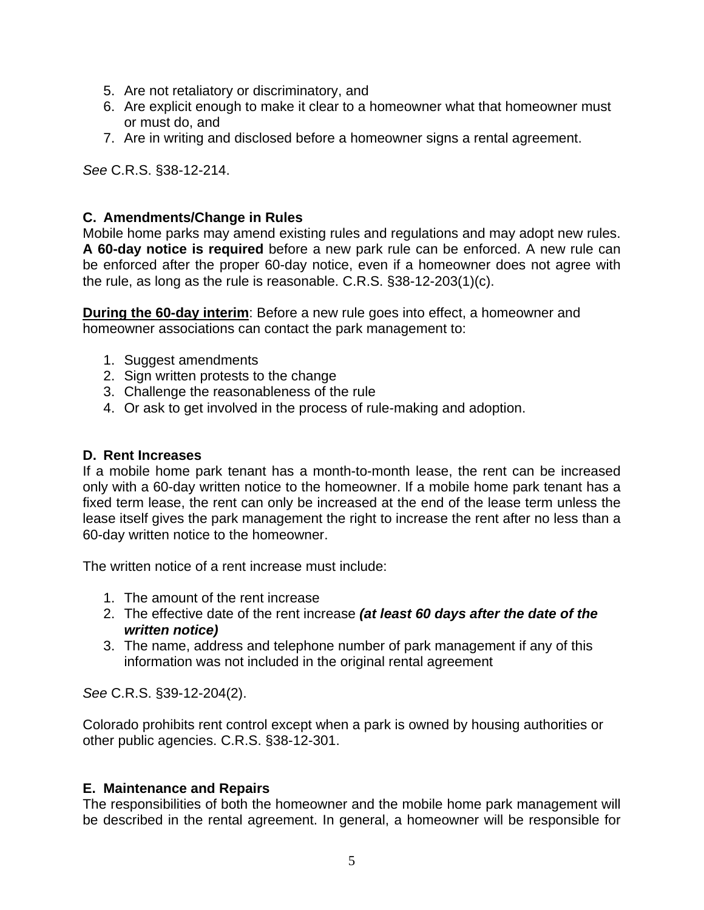5. Are not retaliatory or discriminatory, and
6. Are explicit enough to make it clear to a homeowner what that homeowner must or must do, and
7. Are in writing and disclosed before a homeowner signs a rental agreement.

*See* C.R.S. §38-12-214.

**C. Amendments/Change in Rules**

Mobile home parks may amend existing rules and regulations and may adopt new rules. **A 60-day notice is required** before a new park rule can be enforced. A new rule can be enforced after the proper 60-day notice, even if a homeowner does not agree with the rule, as long as the rule is reasonable. C.R.S. §38-12-203(1)(c).

<u>**During the 60-day interim**</u>: Before a new rule goes into effect, a homeowner and homeowner associations can contact the park management to:

1. Suggest amendments
2. Sign written protests to the change
3. Challenge the reasonableness of the rule
4. Or ask to get involved in the process of rule-making and adoption.

**D. Rent Increases**

If a mobile home park tenant has a month-to-month lease, the rent can be increased only with a 60-day written notice to the homeowner. If a mobile home park tenant has a fixed term lease, the rent can only be increased at the end of the lease term unless the lease itself gives the park management the right to increase the rent after no less than a 60-day written notice to the homeowner.

The written notice of a rent increase must include:

1. The amount of the rent increase
2. The effective date of the rent increase ***(at least 60 days after the date of the written notice)***
3. The name, address and telephone number of park management if any of this information was not included in the original rental agreement

*See* C.R.S. §39-12-204(2).

Colorado prohibits rent control except when a park is owned by housing authorities or other public agencies. C.R.S. §38-12-301.

**E. Maintenance and Repairs**

The responsibilities of both the homeowner and the mobile home park management will be described in the rental agreement. In general, a homeowner will be responsible for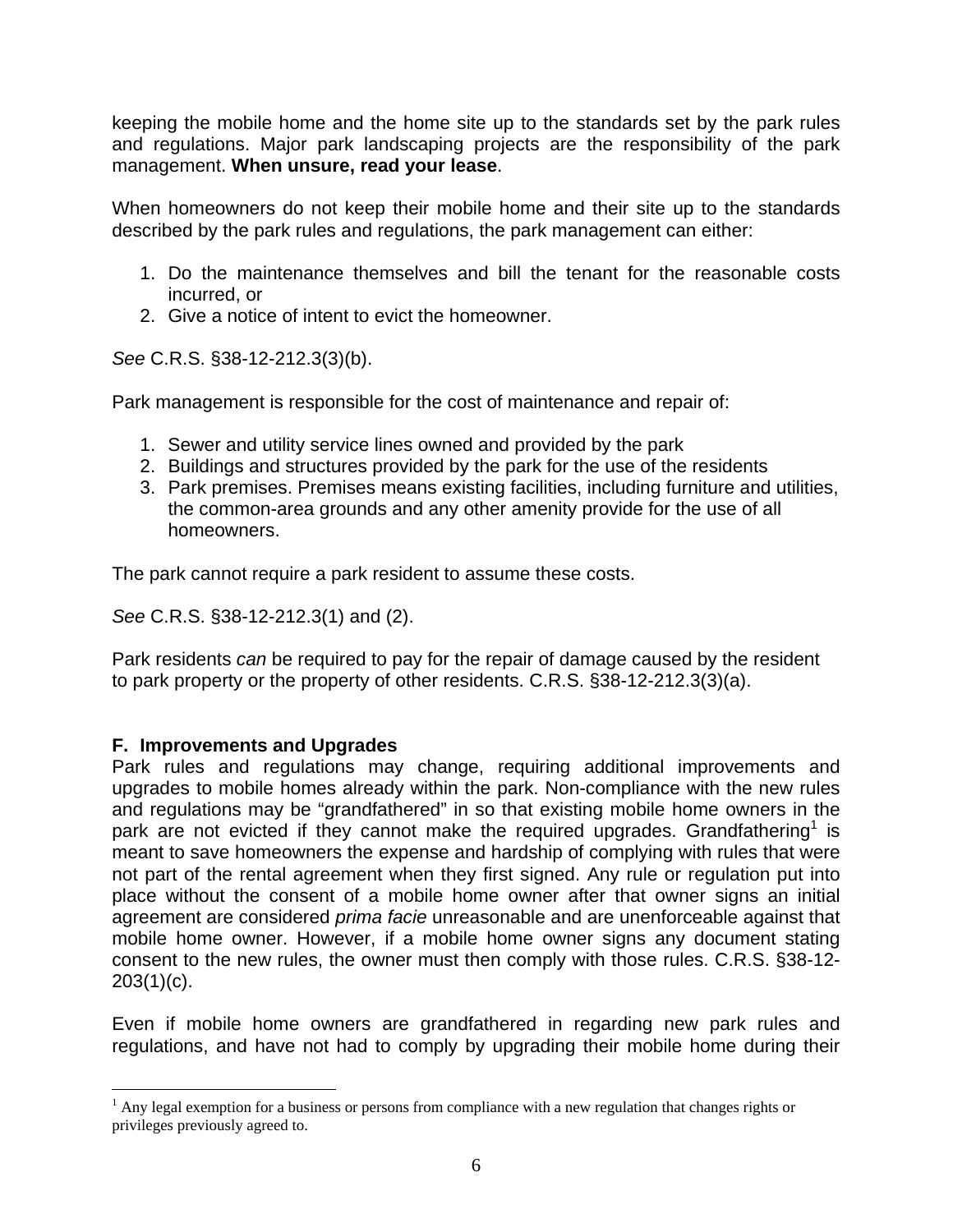keeping the mobile home and the home site up to the standards set by the park rules and regulations. Major park landscaping projects are the responsibility of the park management. **When unsure, read your lease**.

When homeowners do not keep their mobile home and their site up to the standards described by the park rules and regulations, the park management can either:

1. Do the maintenance themselves and bill the tenant for the reasonable costs incurred, or
2. Give a notice of intent to evict the homeowner.

*See* C.R.S. §38-12-212.3(3)(b).

Park management is responsible for the cost of maintenance and repair of:

1. Sewer and utility service lines owned and provided by the park
2. Buildings and structures provided by the park for the use of the residents
3. Park premises. Premises means existing facilities, including furniture and utilities, the common-area grounds and any other amenity provide for the use of all homeowners.

The park cannot require a park resident to assume these costs.

*See* C.R.S. §38-12-212.3(1) and (2).

Park residents *can* be required to pay for the repair of damage caused by the resident to park property or the property of other residents. C.R.S. §38-12-212.3(3)(a).

### F. Improvements and Upgrades

Park rules and regulations may change, requiring additional improvements and upgrades to mobile homes already within the park. Non-compliance with the new rules and regulations may be "grandfathered" in so that existing mobile home owners in the park are not evicted if they cannot make the required upgrades. Grandfathering[1] is meant to save homeowners the expense and hardship of complying with rules that were not part of the rental agreement when they first signed. Any rule or regulation put into place without the consent of a mobile home owner after that owner signs an initial agreement are considered *prima facie* unreasonable and are unenforceable against that mobile home owner. However, if a mobile home owner signs any document stating consent to the new rules, the owner must then comply with those rules. C.R.S. §38-12-203(1)(c).

Even if mobile home owners are grandfathered in regarding new park rules and regulations, and have not had to comply by upgrading their mobile home during their

[1] Any legal exemption for a business or persons from compliance with a new regulation that changes rights or privileges previously agreed to.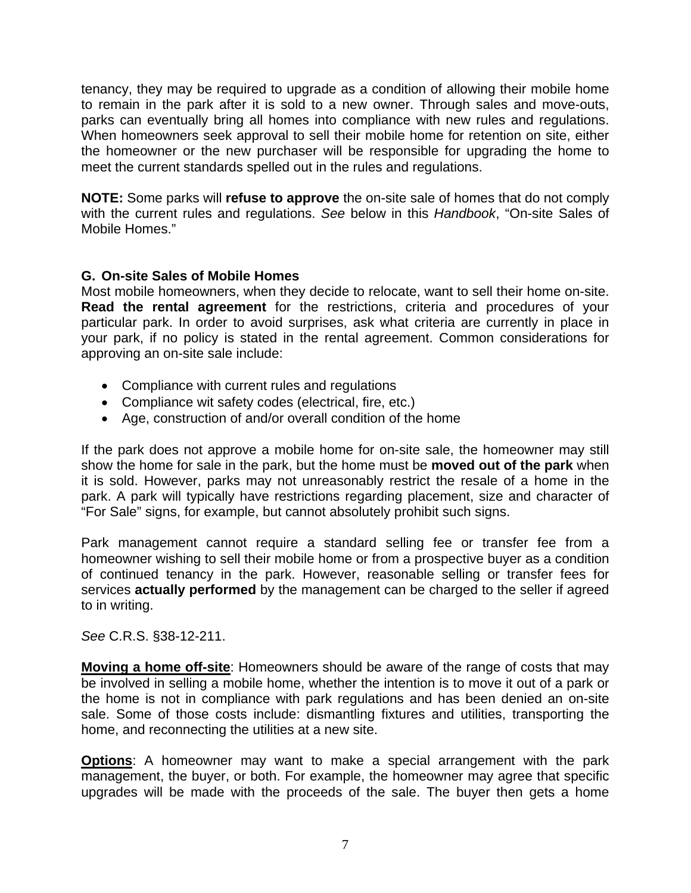tenancy, they may be required to upgrade as a condition of allowing their mobile home to remain in the park after it is sold to a new owner. Through sales and move-outs, parks can eventually bring all homes into compliance with new rules and regulations. When homeowners seek approval to sell their mobile home for retention on site, either the homeowner or the new purchaser will be responsible for upgrading the home to meet the current standards spelled out in the rules and regulations.

**NOTE:** Some parks will **refuse to approve** the on-site sale of homes that do not comply with the current rules and regulations. *See* below in this *Handbook*, "On-site Sales of Mobile Homes."

### G. On-site Sales of Mobile Homes

Most mobile homeowners, when they decide to relocate, want to sell their home on-site. **Read the rental agreement** for the restrictions, criteria and procedures of your particular park. In order to avoid surprises, ask what criteria are currently in place in your park, if no policy is stated in the rental agreement. Common considerations for approving an on-site sale include:

- Compliance with current rules and regulations
- Compliance wit safety codes (electrical, fire, etc.)
- Age, construction of and/or overall condition of the home

If the park does not approve a mobile home for on-site sale, the homeowner may still show the home for sale in the park, but the home must be **moved out of the park** when it is sold. However, parks may not unreasonably restrict the resale of a home in the park. A park will typically have restrictions regarding placement, size and character of "For Sale" signs, for example, but cannot absolutely prohibit such signs.

Park management cannot require a standard selling fee or transfer fee from a homeowner wishing to sell their mobile home or from a prospective buyer as a condition of continued tenancy in the park. However, reasonable selling or transfer fees for services **actually performed** by the management can be charged to the seller if agreed to in writing.

*See* C.R.S. §38-12-211.

**Moving a home off-site**: Homeowners should be aware of the range of costs that may be involved in selling a mobile home, whether the intention is to move it out of a park or the home is not in compliance with park regulations and has been denied an on-site sale. Some of those costs include: dismantling fixtures and utilities, transporting the home, and reconnecting the utilities at a new site.

**Options**: A homeowner may want to make a special arrangement with the park management, the buyer, or both. For example, the homeowner may agree that specific upgrades will be made with the proceeds of the sale. The buyer then gets a home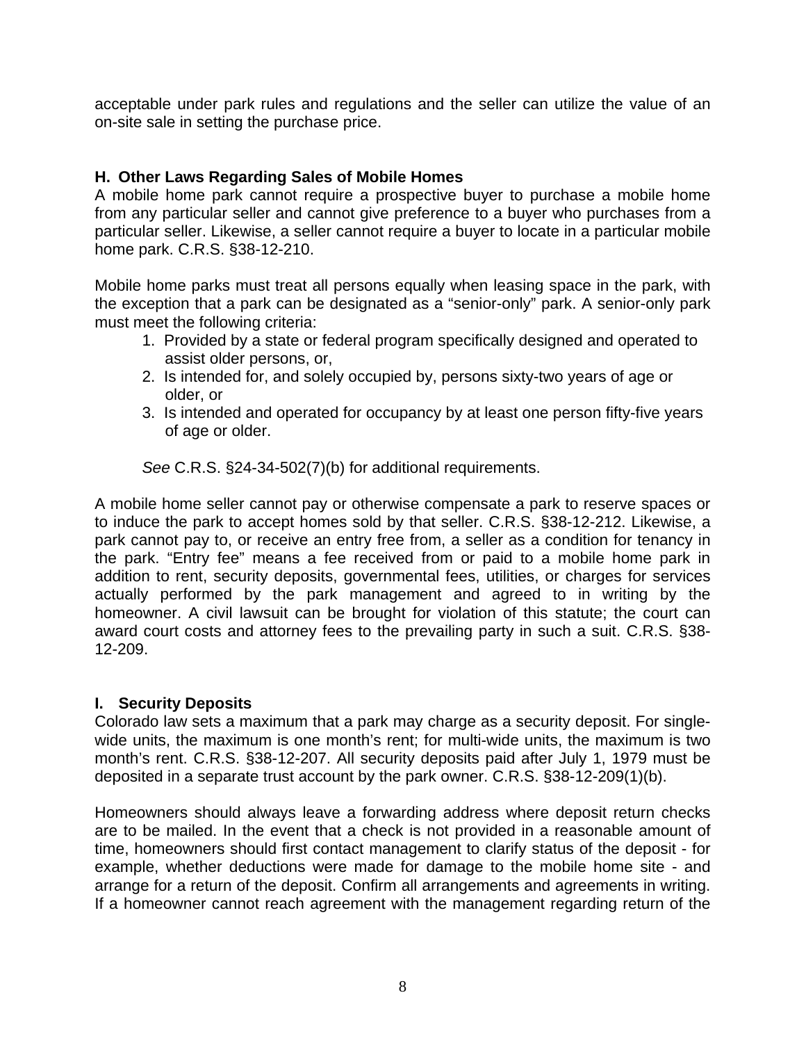acceptable under park rules and regulations and the seller can utilize the value of an on-site sale in setting the purchase price.

### H. Other Laws Regarding Sales of Mobile Homes

A mobile home park cannot require a prospective buyer to purchase a mobile home from any particular seller and cannot give preference to a buyer who purchases from a particular seller. Likewise, a seller cannot require a buyer to locate in a particular mobile home park. C.R.S. §38-12-210.

Mobile home parks must treat all persons equally when leasing space in the park, with the exception that a park can be designated as a "senior-only" park. A senior-only park must meet the following criteria:

1. Provided by a state or federal program specifically designed and operated to assist older persons, or,
2. Is intended for, and solely occupied by, persons sixty-two years of age or older, or
3. Is intended and operated for occupancy by at least one person fifty-five years of age or older.

*See* C.R.S. §24-34-502(7)(b) for additional requirements.

A mobile home seller cannot pay or otherwise compensate a park to reserve spaces or to induce the park to accept homes sold by that seller. C.R.S. §38-12-212. Likewise, a park cannot pay to, or receive an entry free from, a seller as a condition for tenancy in the park. "Entry fee" means a fee received from or paid to a mobile home park in addition to rent, security deposits, governmental fees, utilities, or charges for services actually performed by the park management and agreed to in writing by the homeowner. A civil lawsuit can be brought for violation of this statute; the court can award court costs and attorney fees to the prevailing party in such a suit. C.R.S. §38-12-209.

### I. Security Deposits

Colorado law sets a maximum that a park may charge as a security deposit. For single-wide units, the maximum is one month's rent; for multi-wide units, the maximum is two month's rent. C.R.S. §38-12-207. All security deposits paid after July 1, 1979 must be deposited in a separate trust account by the park owner. C.R.S. §38-12-209(1)(b).

Homeowners should always leave a forwarding address where deposit return checks are to be mailed. In the event that a check is not provided in a reasonable amount of time, homeowners should first contact management to clarify status of the deposit - for example, whether deductions were made for damage to the mobile home site - and arrange for a return of the deposit. Confirm all arrangements and agreements in writing. If a homeowner cannot reach agreement with the management regarding return of the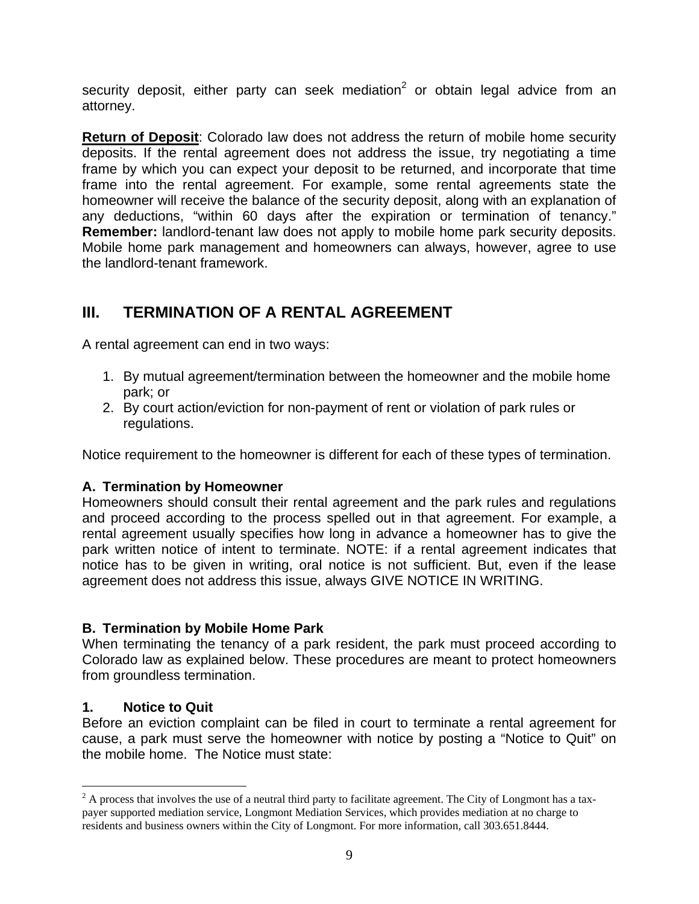security deposit, either party can seek mediation[2] or obtain legal advice from an attorney.

**Return of Deposit**: Colorado law does not address the return of mobile home security deposits. If the rental agreement does not address the issue, try negotiating a time frame by which you can expect your deposit to be returned, and incorporate that time frame into the rental agreement. For example, some rental agreements state the homeowner will receive the balance of the security deposit, along with an explanation of any deductions, "within 60 days after the expiration or termination of tenancy." **Remember:** landlord-tenant law does not apply to mobile home park security deposits. Mobile home park management and homeowners can always, however, agree to use the landlord-tenant framework.

## III. TERMINATION OF A RENTAL AGREEMENT

A rental agreement can end in two ways:

1. By mutual agreement/termination between the homeowner and the mobile home park; or
2. By court action/eviction for non-payment of rent or violation of park rules or regulations.

Notice requirement to the homeowner is different for each of these types of termination.

### A. Termination by Homeowner

Homeowners should consult their rental agreement and the park rules and regulations and proceed according to the process spelled out in that agreement. For example, a rental agreement usually specifies how long in advance a homeowner has to give the park written notice of intent to terminate. NOTE: if a rental agreement indicates that notice has to be given in writing, oral notice is not sufficient. But, even if the lease agreement does not address this issue, always GIVE NOTICE IN WRITING.

### B. Termination by Mobile Home Park

When terminating the tenancy of a park resident, the park must proceed according to Colorado law as explained below. These procedures are meant to protect homeowners from groundless termination.

#### 1. Notice to Quit

Before an eviction complaint can be filed in court to terminate a rental agreement for cause, a park must serve the homeowner with notice by posting a "Notice to Quit" on the mobile home. The Notice must state:

---

[2] A process that involves the use of a neutral third party to facilitate agreement. The City of Longmont has a tax-payer supported mediation service, Longmont Mediation Services, which provides mediation at no charge to residents and business owners within the City of Longmont. For more information, call 303.651.8444.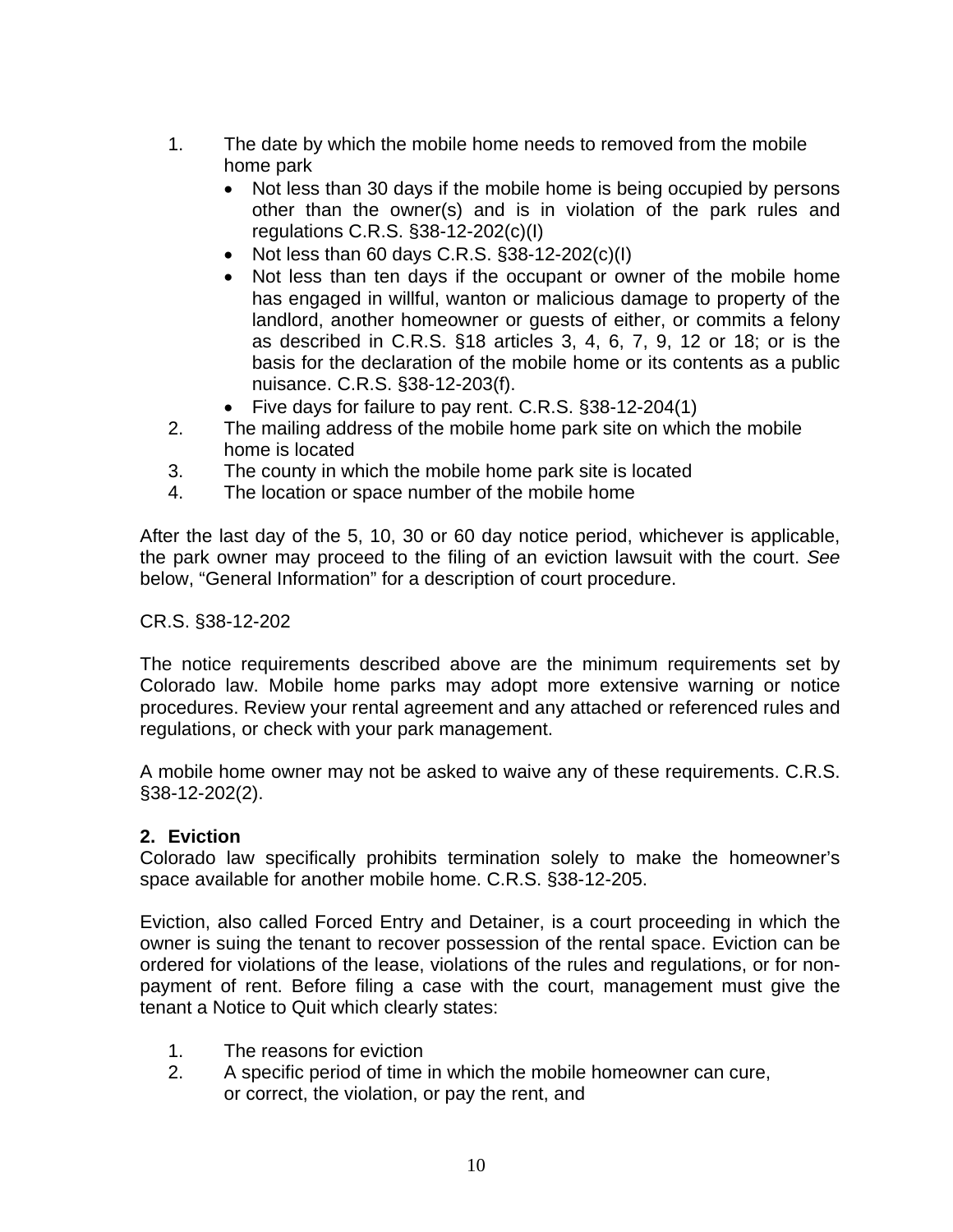1. The date by which the mobile home needs to removed from the mobile home park
   - Not less than 30 days if the mobile home is being occupied by persons other than the owner(s) and is in violation of the park rules and regulations C.R.S. §38-12-202(c)(I)
   - Not less than 60 days C.R.S. §38-12-202(c)(I)
   - Not less than ten days if the occupant or owner of the mobile home has engaged in willful, wanton or malicious damage to property of the landlord, another homeowner or guests of either, or commits a felony as described in C.R.S. §18 articles 3, 4, 6, 7, 9, 12 or 18; or is the basis for the declaration of the mobile home or its contents as a public nuisance. C.R.S. §38-12-203(f).
   - Five days for failure to pay rent. C.R.S. §38-12-204(1)
2. The mailing address of the mobile home park site on which the mobile home is located
3. The county in which the mobile home park site is located
4. The location or space number of the mobile home

After the last day of the 5, 10, 30 or 60 day notice period, whichever is applicable, the park owner may proceed to the filing of an eviction lawsuit with the court. *See* below, "General Information" for a description of court procedure.

CR.S. §38-12-202

The notice requirements described above are the minimum requirements set by Colorado law. Mobile home parks may adopt more extensive warning or notice procedures. Review your rental agreement and any attached or referenced rules and regulations, or check with your park management.

A mobile home owner may not be asked to waive any of these requirements. C.R.S. §38-12-202(2).

**2. Eviction**

Colorado law specifically prohibits termination solely to make the homeowner's space available for another mobile home. C.R.S. §38-12-205.

Eviction, also called Forced Entry and Detainer, is a court proceeding in which the owner is suing the tenant to recover possession of the rental space. Eviction can be ordered for violations of the lease, violations of the rules and regulations, or for non-payment of rent. Before filing a case with the court, management must give the tenant a Notice to Quit which clearly states:

1. The reasons for eviction
2. A specific period of time in which the mobile homeowner can cure, or correct, the violation, or pay the rent, and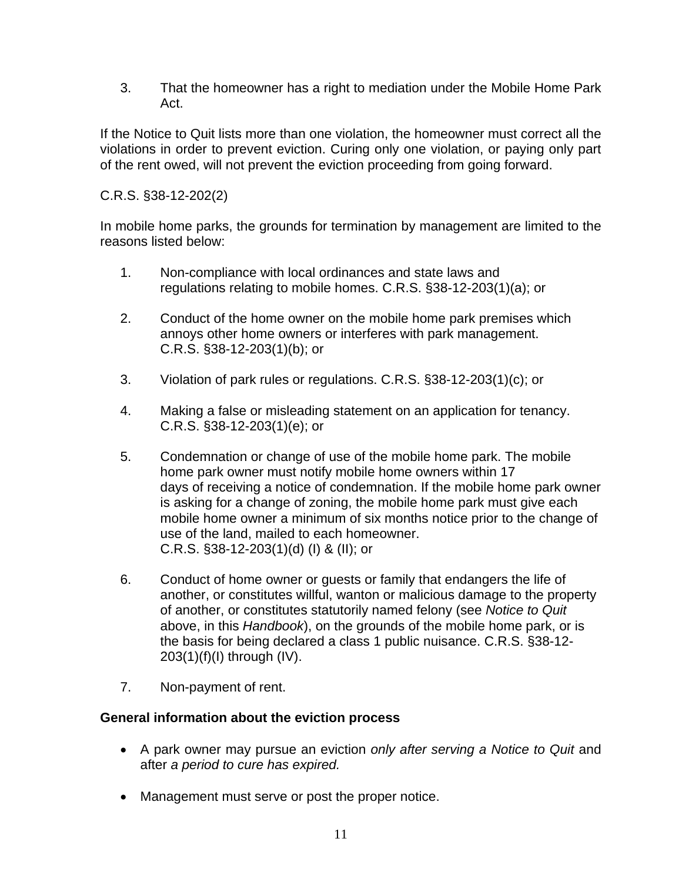3. That the homeowner has a right to mediation under the Mobile Home Park Act.

If the Notice to Quit lists more than one violation, the homeowner must correct all the violations in order to prevent eviction. Curing only one violation, or paying only part of the rent owed, will not prevent the eviction proceeding from going forward.

C.R.S. §38-12-202(2)

In mobile home parks, the grounds for termination by management are limited to the reasons listed below:

1. Non-compliance with local ordinances and state laws and regulations relating to mobile homes. C.R.S. §38-12-203(1)(a); or

2. Conduct of the home owner on the mobile home park premises which annoys other home owners or interferes with park management. C.R.S. §38-12-203(1)(b); or

3. Violation of park rules or regulations. C.R.S. §38-12-203(1)(c); or

4. Making a false or misleading statement on an application for tenancy. C.R.S. §38-12-203(1)(e); or

5. Condemnation or change of use of the mobile home park. The mobile home park owner must notify mobile home owners within 17 days of receiving a notice of condemnation. If the mobile home park owner is asking for a change of zoning, the mobile home park must give each mobile home owner a minimum of six months notice prior to the change of use of the land, mailed to each homeowner. C.R.S. §38-12-203(1)(d) (I) & (II); or

6. Conduct of home owner or guests or family that endangers the life of another, or constitutes willful, wanton or malicious damage to the property of another, or constitutes statutorily named felony (see *Notice to Quit* above, in this *Handbook*), on the grounds of the mobile home park, or is the basis for being declared a class 1 public nuisance. C.R.S. §38-12-203(1)(f)(I) through (IV).

7. Non-payment of rent.

**General information about the eviction process**

- A park owner may pursue an eviction *only after serving a Notice to Quit* and after *a period to cure has expired.*

- Management must serve or post the proper notice.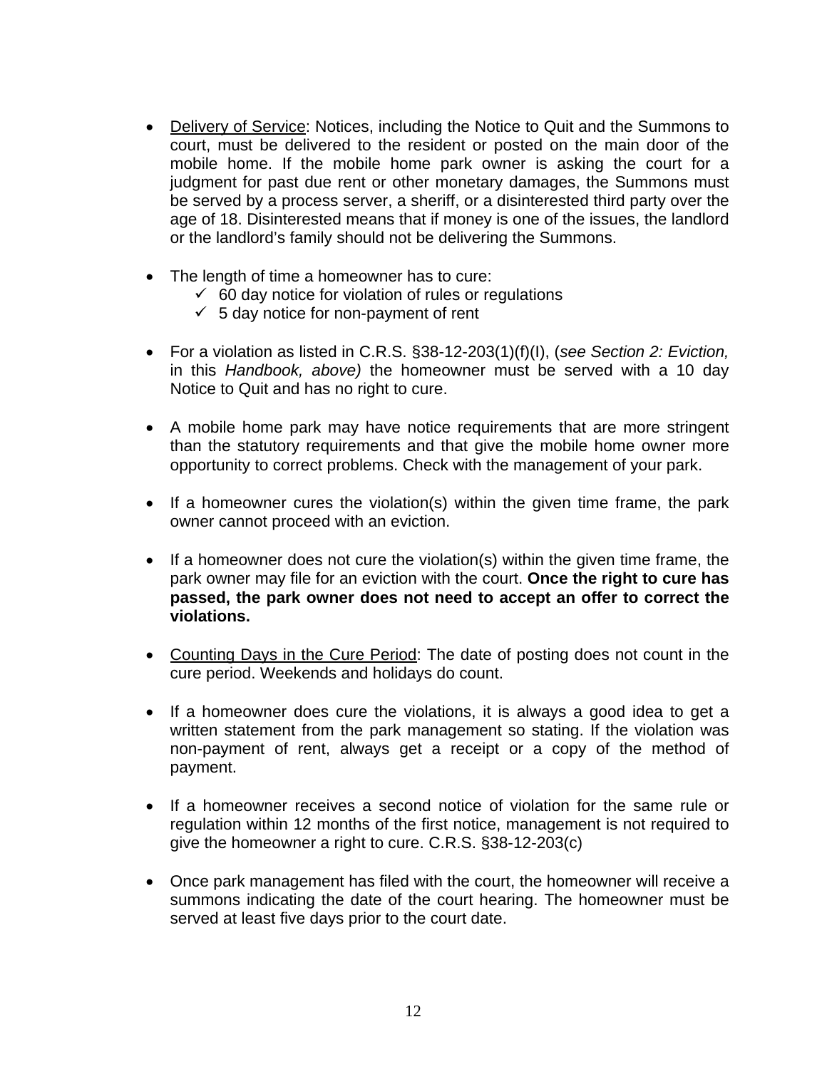- Delivery of Service: Notices, including the Notice to Quit and the Summons to court, must be delivered to the resident or posted on the main door of the mobile home. If the mobile home park owner is asking the court for a judgment for past due rent or other monetary damages, the Summons must be served by a process server, a sheriff, or a disinterested third party over the age of 18. Disinterested means that if money is one of the issues, the landlord or the landlord's family should not be delivering the Summons.

- The length of time a homeowner has to cure:
  - ✓ 60 day notice for violation of rules or regulations
  - ✓ 5 day notice for non-payment of rent

- For a violation as listed in C.R.S. §38-12-203(1)(f)(I), (*see Section 2: Eviction,* in this *Handbook, above)* the homeowner must be served with a 10 day Notice to Quit and has no right to cure.

- A mobile home park may have notice requirements that are more stringent than the statutory requirements and that give the mobile home owner more opportunity to correct problems. Check with the management of your park.

- If a homeowner cures the violation(s) within the given time frame, the park owner cannot proceed with an eviction.

- If a homeowner does not cure the violation(s) within the given time frame, the park owner may file for an eviction with the court. **Once the right to cure has passed, the park owner does not need to accept an offer to correct the violations.**

- Counting Days in the Cure Period: The date of posting does not count in the cure period. Weekends and holidays do count.

- If a homeowner does cure the violations, it is always a good idea to get a written statement from the park management so stating. If the violation was non-payment of rent, always get a receipt or a copy of the method of payment.

- If a homeowner receives a second notice of violation for the same rule or regulation within 12 months of the first notice, management is not required to give the homeowner a right to cure. C.R.S. §38-12-203(c)

- Once park management has filed with the court, the homeowner will receive a summons indicating the date of the court hearing. The homeowner must be served at least five days prior to the court date.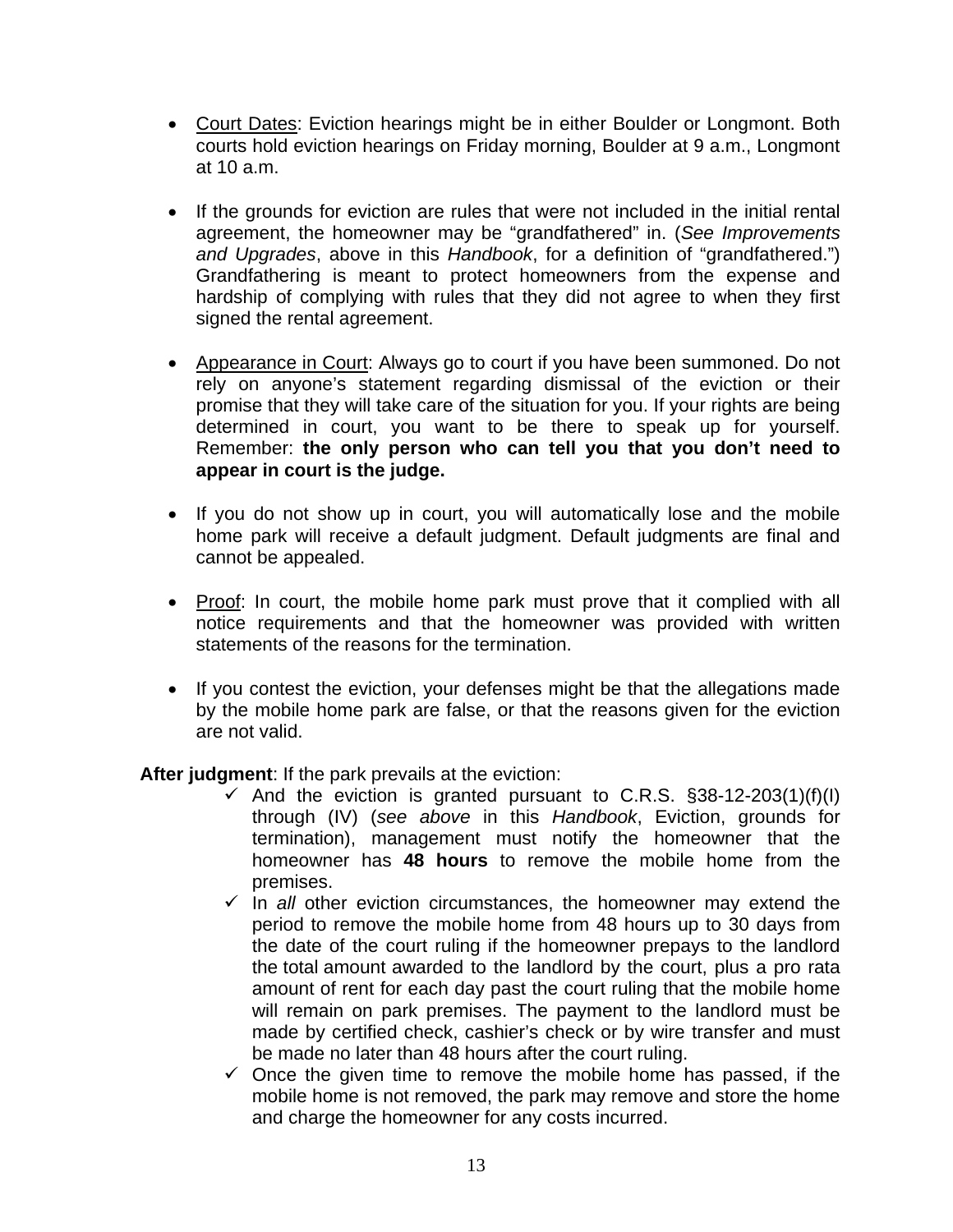- <u>Court Dates</u>: Eviction hearings might be in either Boulder or Longmont. Both courts hold eviction hearings on Friday morning, Boulder at 9 a.m., Longmont at 10 a.m.

- If the grounds for eviction are rules that were not included in the initial rental agreement, the homeowner may be "grandfathered" in. (*See Improvements and Upgrades*, above in this *Handbook*, for a definition of "grandfathered.") Grandfathering is meant to protect homeowners from the expense and hardship of complying with rules that they did not agree to when they first signed the rental agreement.

- <u>Appearance in Court</u>: Always go to court if you have been summoned. Do not rely on anyone's statement regarding dismissal of the eviction or their promise that they will take care of the situation for you. If your rights are being determined in court, you want to be there to speak up for yourself. Remember: **the only person who can tell you that you don't need to appear in court is the judge.**

- If you do not show up in court, you will automatically lose and the mobile home park will receive a default judgment. Default judgments are final and cannot be appealed.

- <u>Proof</u>: In court, the mobile home park must prove that it complied with all notice requirements and that the homeowner was provided with written statements of the reasons for the termination.

- If you contest the eviction, your defenses might be that the allegations made by the mobile home park are false, or that the reasons given for the eviction are not valid.

**After judgment**: If the park prevails at the eviction:

- ✓ And the eviction is granted pursuant to C.R.S. §38-12-203(1)(f)(I) through (IV) (*see above* in this *Handbook*, Eviction, grounds for termination), management must notify the homeowner that the homeowner has **48 hours** to remove the mobile home from the premises.
- ✓ In *all* other eviction circumstances, the homeowner may extend the period to remove the mobile home from 48 hours up to 30 days from the date of the court ruling if the homeowner prepays to the landlord the total amount awarded to the landlord by the court, plus a pro rata amount of rent for each day past the court ruling that the mobile home will remain on park premises. The payment to the landlord must be made by certified check, cashier's check or by wire transfer and must be made no later than 48 hours after the court ruling.
- ✓ Once the given time to remove the mobile home has passed, if the mobile home is not removed, the park may remove and store the home and charge the homeowner for any costs incurred.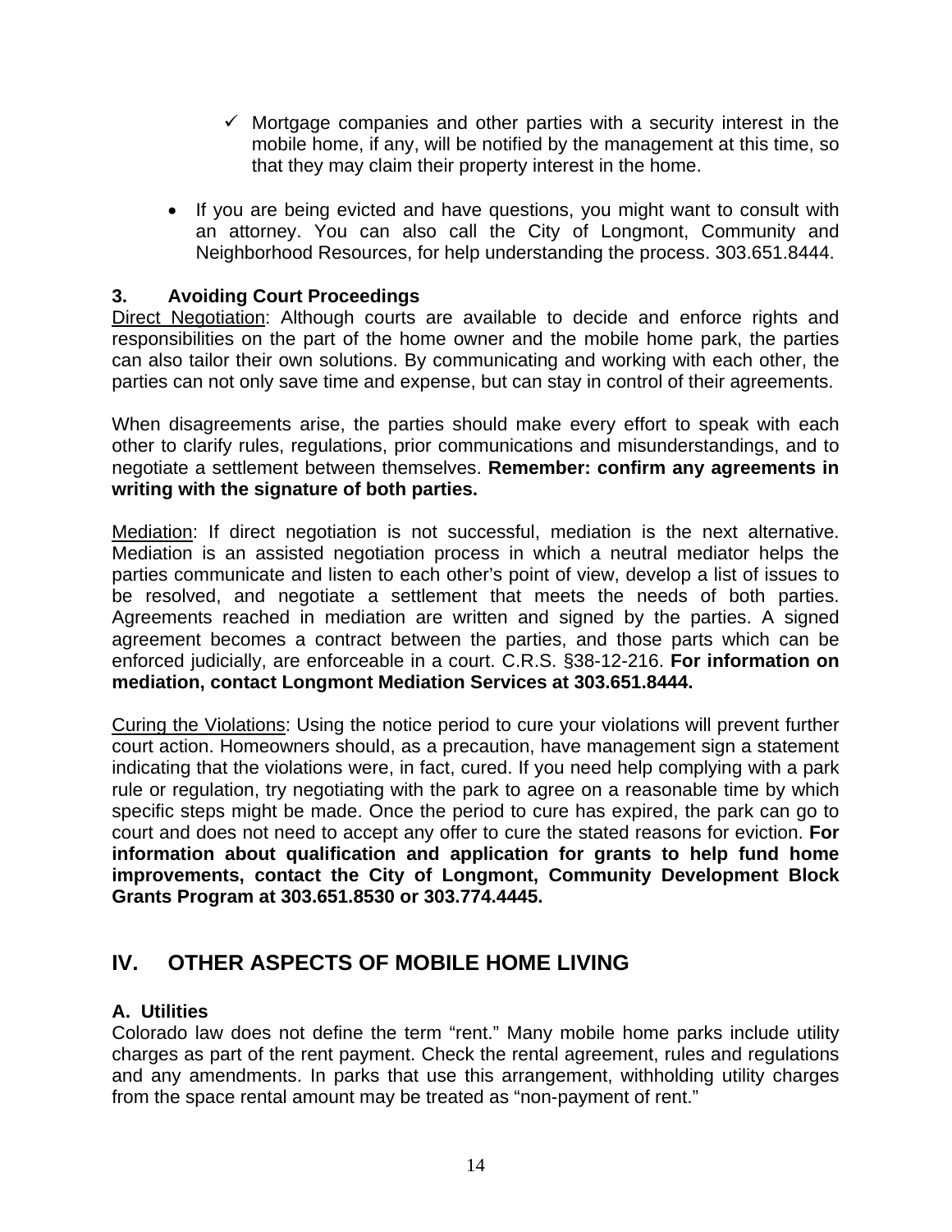- ✓ Mortgage companies and other parties with a security interest in the mobile home, if any, will be notified by the management at this time, so that they may claim their property interest in the home.

- If you are being evicted and have questions, you might want to consult with an attorney. You can also call the City of Longmont, Community and Neighborhood Resources, for help understanding the process. 303.651.8444.

### 3. Avoiding Court Proceedings

Direct Negotiation: Although courts are available to decide and enforce rights and responsibilities on the part of the home owner and the mobile home park, the parties can also tailor their own solutions. By communicating and working with each other, the parties can not only save time and expense, but can stay in control of their agreements.

When disagreements arise, the parties should make every effort to speak with each other to clarify rules, regulations, prior communications and misunderstandings, and to negotiate a settlement between themselves. **Remember: confirm any agreements in writing with the signature of both parties.**

Mediation: If direct negotiation is not successful, mediation is the next alternative. Mediation is an assisted negotiation process in which a neutral mediator helps the parties communicate and listen to each other's point of view, develop a list of issues to be resolved, and negotiate a settlement that meets the needs of both parties. Agreements reached in mediation are written and signed by the parties. A signed agreement becomes a contract between the parties, and those parts which can be enforced judicially, are enforceable in a court. C.R.S. §38-12-216. **For information on mediation, contact Longmont Mediation Services at 303.651.8444.**

Curing the Violations: Using the notice period to cure your violations will prevent further court action. Homeowners should, as a precaution, have management sign a statement indicating that the violations were, in fact, cured. If you need help complying with a park rule or regulation, try negotiating with the park to agree on a reasonable time by which specific steps might be made. Once the period to cure has expired, the park can go to court and does not need to accept any offer to cure the stated reasons for eviction. **For information about qualification and application for grants to help fund home improvements, contact the City of Longmont, Community Development Block Grants Program at 303.651.8530 or 303.774.4445.**

## IV. OTHER ASPECTS OF MOBILE HOME LIVING

### A. Utilities

Colorado law does not define the term "rent." Many mobile home parks include utility charges as part of the rent payment. Check the rental agreement, rules and regulations and any amendments. In parks that use this arrangement, withholding utility charges from the space rental amount may be treated as "non-payment of rent."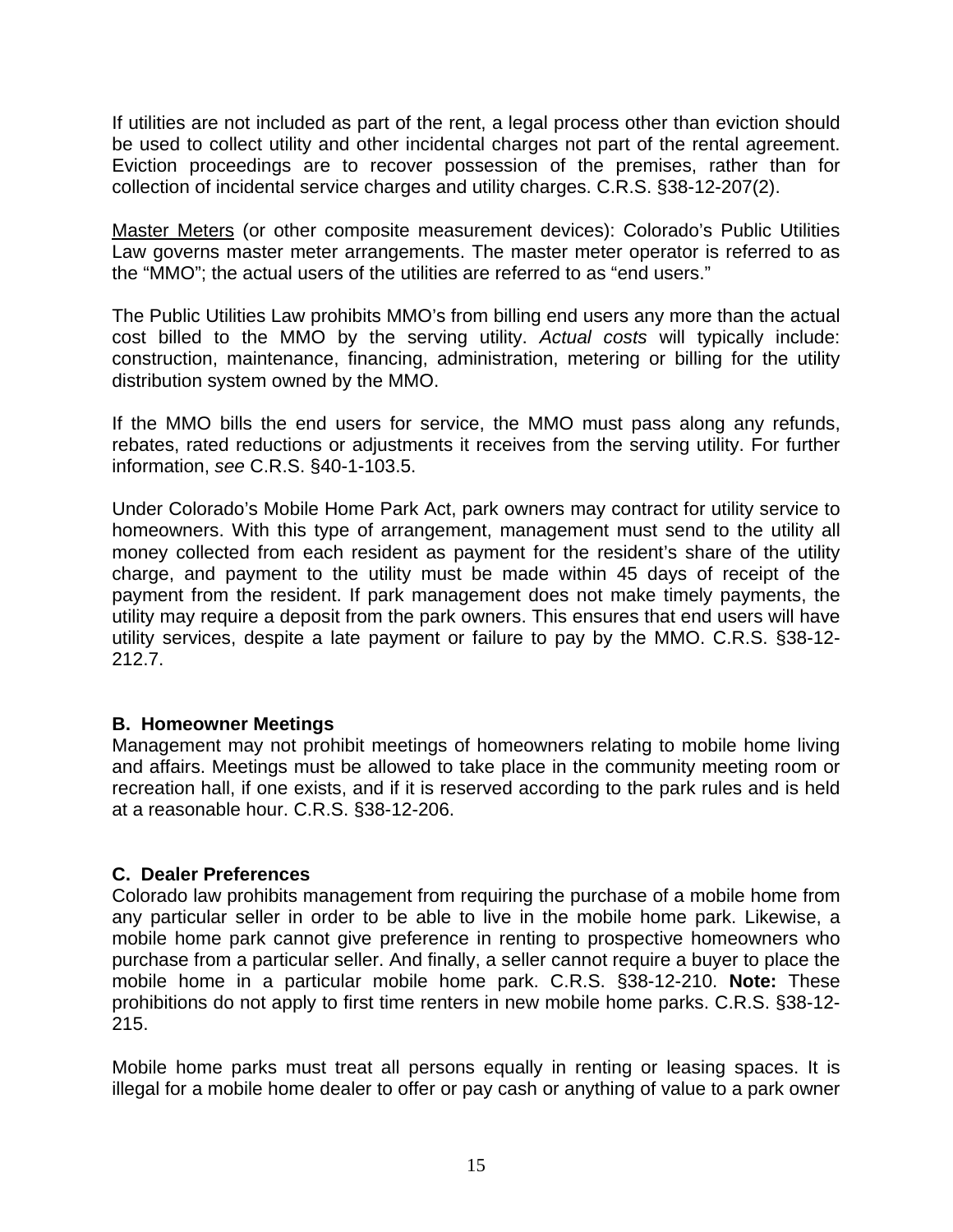If utilities are not included as part of the rent, a legal process other than eviction should be used to collect utility and other incidental charges not part of the rental agreement. Eviction proceedings are to recover possession of the premises, rather than for collection of incidental service charges and utility charges. C.R.S. §38-12-207(2).

<u>Master Meters</u> (or other composite measurement devices): Colorado's Public Utilities Law governs master meter arrangements. The master meter operator is referred to as the "MMO"; the actual users of the utilities are referred to as "end users."

The Public Utilities Law prohibits MMO's from billing end users any more than the actual cost billed to the MMO by the serving utility. *Actual costs* will typically include: construction, maintenance, financing, administration, metering or billing for the utility distribution system owned by the MMO.

If the MMO bills the end users for service, the MMO must pass along any refunds, rebates, rated reductions or adjustments it receives from the serving utility. For further information, *see* C.R.S. §40-1-103.5.

Under Colorado's Mobile Home Park Act, park owners may contract for utility service to homeowners. With this type of arrangement, management must send to the utility all money collected from each resident as payment for the resident's share of the utility charge, and payment to the utility must be made within 45 days of receipt of the payment from the resident. If park management does not make timely payments, the utility may require a deposit from the park owners. This ensures that end users will have utility services, despite a late payment or failure to pay by the MMO. C.R.S. §38-12-212.7.

### B. Homeowner Meetings

Management may not prohibit meetings of homeowners relating to mobile home living and affairs. Meetings must be allowed to take place in the community meeting room or recreation hall, if one exists, and if it is reserved according to the park rules and is held at a reasonable hour. C.R.S. §38-12-206.

### C. Dealer Preferences

Colorado law prohibits management from requiring the purchase of a mobile home from any particular seller in order to be able to live in the mobile home park. Likewise, a mobile home park cannot give preference in renting to prospective homeowners who purchase from a particular seller. And finally, a seller cannot require a buyer to place the mobile home in a particular mobile home park. C.R.S. §38-12-210. **Note:** These prohibitions do not apply to first time renters in new mobile home parks. C.R.S. §38-12-215.

Mobile home parks must treat all persons equally in renting or leasing spaces. It is illegal for a mobile home dealer to offer or pay cash or anything of value to a park owner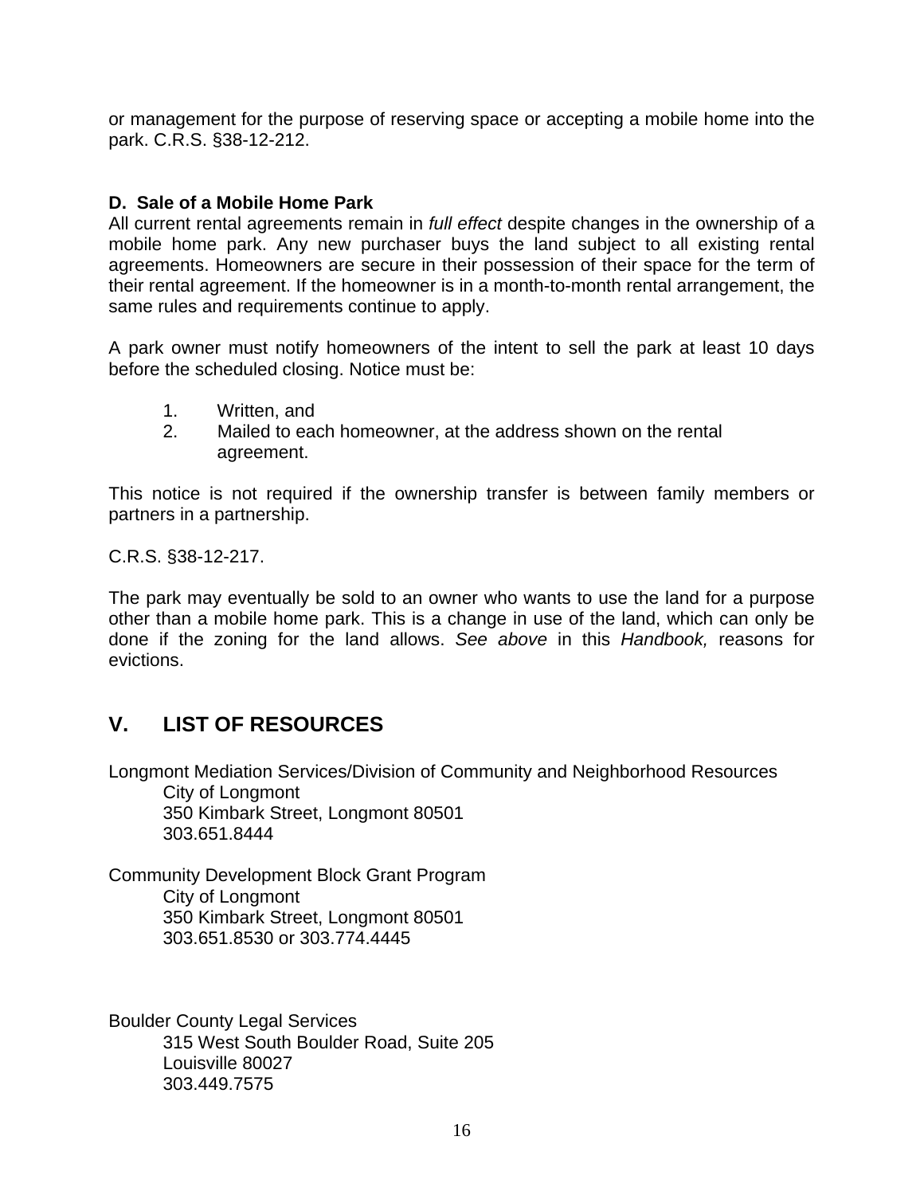or management for the purpose of reserving space or accepting a mobile home into the park. C.R.S. §38-12-212.

### D. Sale of a Mobile Home Park

All current rental agreements remain in *full effect* despite changes in the ownership of a mobile home park. Any new purchaser buys the land subject to all existing rental agreements. Homeowners are secure in their possession of their space for the term of their rental agreement. If the homeowner is in a month-to-month rental arrangement, the same rules and requirements continue to apply.

A park owner must notify homeowners of the intent to sell the park at least 10 days before the scheduled closing. Notice must be:

1. Written, and
2. Mailed to each homeowner, at the address shown on the rental agreement.

This notice is not required if the ownership transfer is between family members or partners in a partnership.

C.R.S. §38-12-217.

The park may eventually be sold to an owner who wants to use the land for a purpose other than a mobile home park. This is a change in use of the land, which can only be done if the zoning for the land allows. *See above* in this *Handbook,* reasons for evictions.

## V. LIST OF RESOURCES

Longmont Mediation Services/Division of Community and Neighborhood Resources
City of Longmont
350 Kimbark Street, Longmont 80501
303.651.8444

Community Development Block Grant Program
City of Longmont
350 Kimbark Street, Longmont 80501
303.651.8530 or 303.774.4445

Boulder County Legal Services
315 West South Boulder Road, Suite 205
Louisville 80027
303.449.7575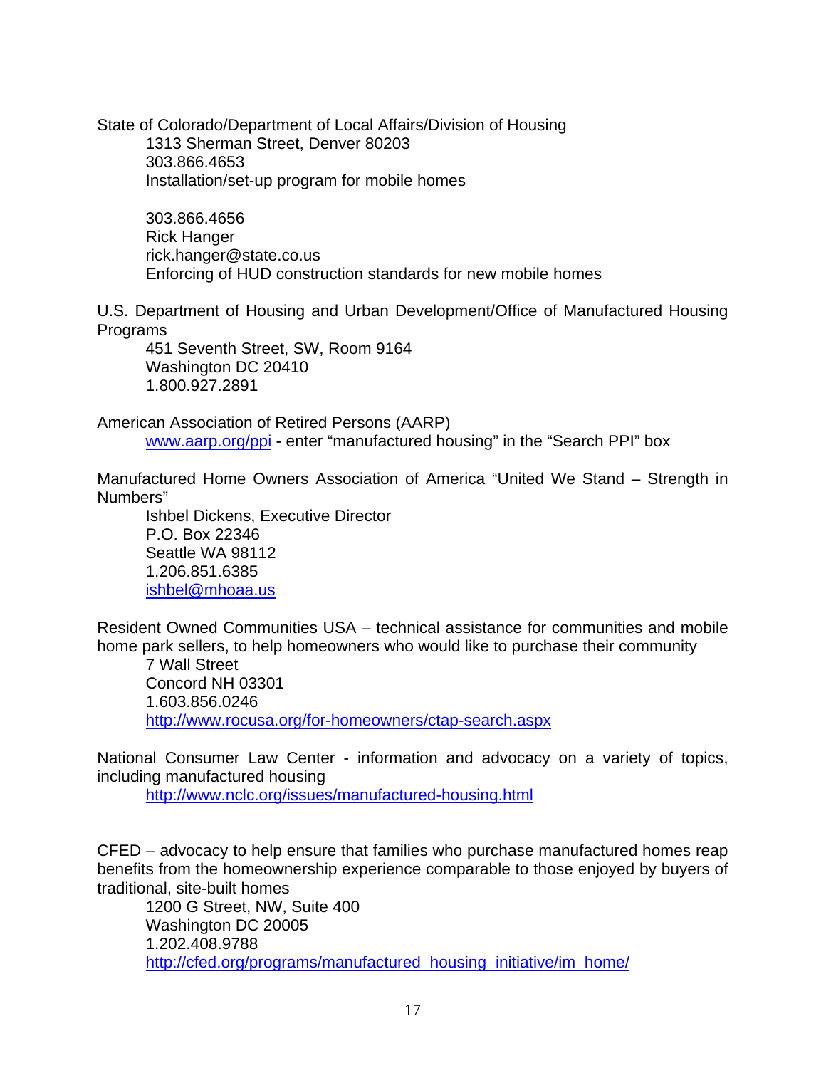State of Colorado/Department of Local Affairs/Division of Housing

1313 Sherman Street, Denver 80203
303.866.4653
Installation/set-up program for mobile homes

303.866.4656
Rick Hanger
rick.hanger@state.co.us
Enforcing of HUD construction standards for new mobile homes

U.S. Department of Housing and Urban Development/Office of Manufactured Housing Programs

451 Seventh Street, SW, Room 9164
Washington DC 20410
1.800.927.2891

American Association of Retired Persons (AARP)

[www.aarp.org/ppi](http://www.aarp.org/ppi) - enter “manufactured housing” in the “Search PPI” box

Manufactured Home Owners Association of America “United We Stand – Strength in Numbers”

Ishbel Dickens, Executive Director
P.O. Box 22346
Seattle WA 98112
1.206.851.6385
[ishbel@mhoaa.us](mailto:ishbel@mhoaa.us)

Resident Owned Communities USA – technical assistance for communities and mobile home park sellers, to help homeowners who would like to purchase their community

7 Wall Street
Concord NH 03301
1.603.856.0246
[http://www.rocusa.org/for-homeowners/ctap-search.aspx](http://www.rocusa.org/for-homeowners/ctap-search.aspx)

National Consumer Law Center - information and advocacy on a variety of topics, including manufactured housing

[http://www.nclc.org/issues/manufactured-housing.html](http://www.nclc.org/issues/manufactured-housing.html)

CFED – advocacy to help ensure that families who purchase manufactured homes reap benefits from the homeownership experience comparable to those enjoyed by buyers of traditional, site-built homes

1200 G Street, NW, Suite 400
Washington DC 20005
1.202.408.9788
[http://cfed.org/programs/manufactured_housing_initiative/im_home/](http://cfed.org/programs/manufactured_housing_initiative/im_home/)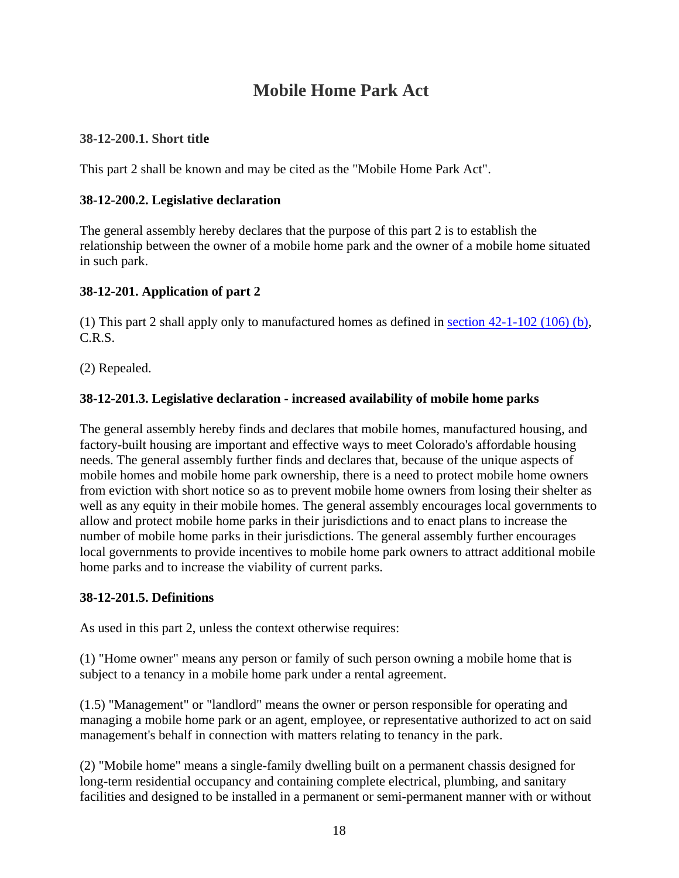# Mobile Home Park Act

### 38-12-200.1. Short title

This part 2 shall be known and may be cited as the "Mobile Home Park Act".

### 38-12-200.2. Legislative declaration

The general assembly hereby declares that the purpose of this part 2 is to establish the relationship between the owner of a mobile home park and the owner of a mobile home situated in such park.

### 38-12-201. Application of part 2

(1) This part 2 shall apply only to manufactured homes as defined in section 42-1-102 (106) (b), C.R.S.

(2) Repealed.

### 38-12-201.3. Legislative declaration - increased availability of mobile home parks

The general assembly hereby finds and declares that mobile homes, manufactured housing, and factory-built housing are important and effective ways to meet Colorado's affordable housing needs. The general assembly further finds and declares that, because of the unique aspects of mobile homes and mobile home park ownership, there is a need to protect mobile home owners from eviction with short notice so as to prevent mobile home owners from losing their shelter as well as any equity in their mobile homes. The general assembly encourages local governments to allow and protect mobile home parks in their jurisdictions and to enact plans to increase the number of mobile home parks in their jurisdictions. The general assembly further encourages local governments to provide incentives to mobile home park owners to attract additional mobile home parks and to increase the viability of current parks.

### 38-12-201.5. Definitions

As used in this part 2, unless the context otherwise requires:

(1) "Home owner" means any person or family of such person owning a mobile home that is subject to a tenancy in a mobile home park under a rental agreement.

(1.5) "Management" or "landlord" means the owner or person responsible for operating and managing a mobile home park or an agent, employee, or representative authorized to act on said management's behalf in connection with matters relating to tenancy in the park.

(2) "Mobile home" means a single-family dwelling built on a permanent chassis designed for long-term residential occupancy and containing complete electrical, plumbing, and sanitary facilities and designed to be installed in a permanent or semi-permanent manner with or without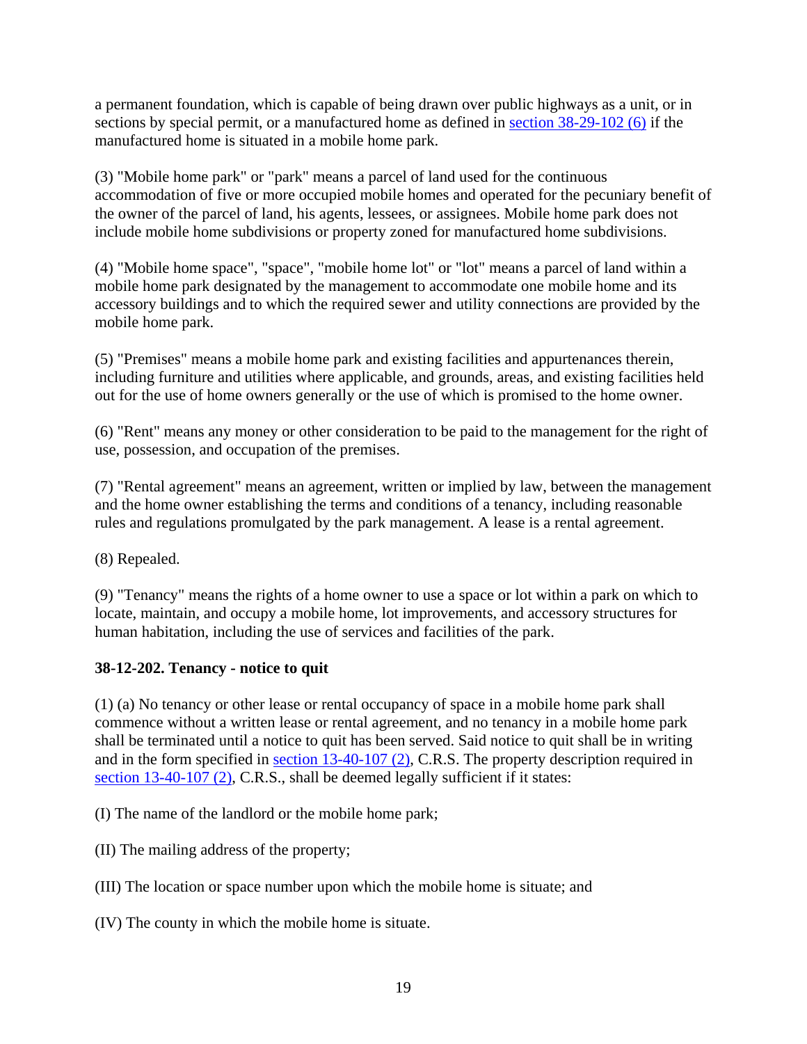a permanent foundation, which is capable of being drawn over public highways as a unit, or in sections by special permit, or a manufactured home as defined in section 38-29-102 (6) if the manufactured home is situated in a mobile home park.

(3) "Mobile home park" or "park" means a parcel of land used for the continuous accommodation of five or more occupied mobile homes and operated for the pecuniary benefit of the owner of the parcel of land, his agents, lessees, or assignees. Mobile home park does not include mobile home subdivisions or property zoned for manufactured home subdivisions.

(4) "Mobile home space", "space", "mobile home lot" or "lot" means a parcel of land within a mobile home park designated by the management to accommodate one mobile home and its accessory buildings and to which the required sewer and utility connections are provided by the mobile home park.

(5) "Premises" means a mobile home park and existing facilities and appurtenances therein, including furniture and utilities where applicable, and grounds, areas, and existing facilities held out for the use of home owners generally or the use of which is promised to the home owner.

(6) "Rent" means any money or other consideration to be paid to the management for the right of use, possession, and occupation of the premises.

(7) "Rental agreement" means an agreement, written or implied by law, between the management and the home owner establishing the terms and conditions of a tenancy, including reasonable rules and regulations promulgated by the park management. A lease is a rental agreement.

(8) Repealed.

(9) "Tenancy" means the rights of a home owner to use a space or lot within a park on which to locate, maintain, and occupy a mobile home, lot improvements, and accessory structures for human habitation, including the use of services and facilities of the park.

**38-12-202. Tenancy - notice to quit**

(1) (a) No tenancy or other lease or rental occupancy of space in a mobile home park shall commence without a written lease or rental agreement, and no tenancy in a mobile home park shall be terminated until a notice to quit has been served. Said notice to quit shall be in writing and in the form specified in section 13-40-107 (2), C.R.S. The property description required in section 13-40-107 (2), C.R.S., shall be deemed legally sufficient if it states:

(I) The name of the landlord or the mobile home park;

(II) The mailing address of the property;

(III) The location or space number upon which the mobile home is situate; and

(IV) The county in which the mobile home is situate.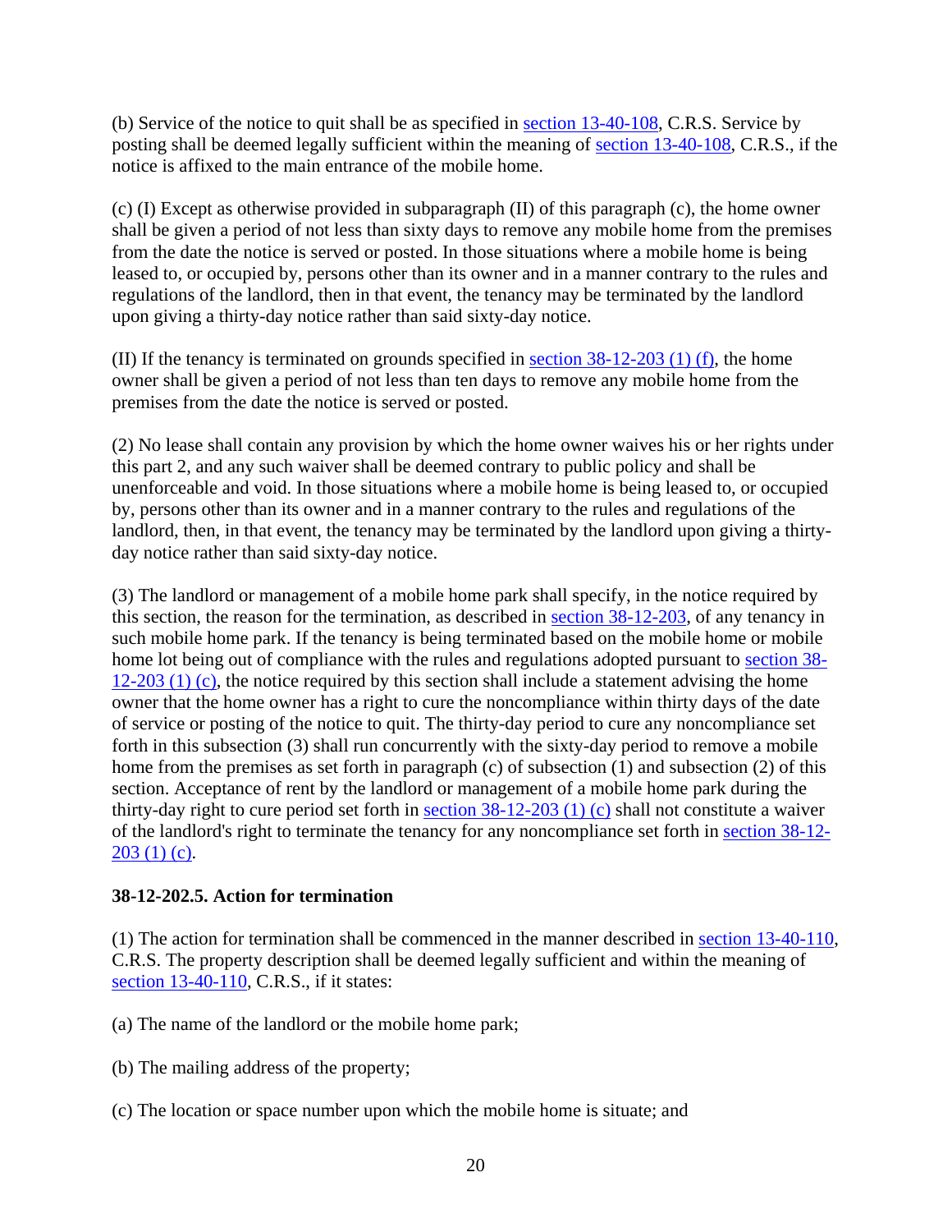(b) Service of the notice to quit shall be as specified in section 13-40-108, C.R.S. Service by posting shall be deemed legally sufficient within the meaning of section 13-40-108, C.R.S., if the notice is affixed to the main entrance of the mobile home.

(c) (I) Except as otherwise provided in subparagraph (II) of this paragraph (c), the home owner shall be given a period of not less than sixty days to remove any mobile home from the premises from the date the notice is served or posted. In those situations where a mobile home is being leased to, or occupied by, persons other than its owner and in a manner contrary to the rules and regulations of the landlord, then in that event, the tenancy may be terminated by the landlord upon giving a thirty-day notice rather than said sixty-day notice.

(II) If the tenancy is terminated on grounds specified in section 38-12-203 (1) (f), the home owner shall be given a period of not less than ten days to remove any mobile home from the premises from the date the notice is served or posted.

(2) No lease shall contain any provision by which the home owner waives his or her rights under this part 2, and any such waiver shall be deemed contrary to public policy and shall be unenforceable and void. In those situations where a mobile home is being leased to, or occupied by, persons other than its owner and in a manner contrary to the rules and regulations of the landlord, then, in that event, the tenancy may be terminated by the landlord upon giving a thirty-day notice rather than said sixty-day notice.

(3) The landlord or management of a mobile home park shall specify, in the notice required by this section, the reason for the termination, as described in section 38-12-203, of any tenancy in such mobile home park. If the tenancy is being terminated based on the mobile home or mobile home lot being out of compliance with the rules and regulations adopted pursuant to section 38-12-203 (1) (c), the notice required by this section shall include a statement advising the home owner that the home owner has a right to cure the noncompliance within thirty days of the date of service or posting of the notice to quit. The thirty-day period to cure any noncompliance set forth in this subsection (3) shall run concurrently with the sixty-day period to remove a mobile home from the premises as set forth in paragraph (c) of subsection (1) and subsection (2) of this section. Acceptance of rent by the landlord or management of a mobile home park during the thirty-day right to cure period set forth in section 38-12-203 (1) (c) shall not constitute a waiver of the landlord's right to terminate the tenancy for any noncompliance set forth in section 38-12-203 (1) (c).

### 38-12-202.5. Action for termination

(1) The action for termination shall be commenced in the manner described in section 13-40-110, C.R.S. The property description shall be deemed legally sufficient and within the meaning of section 13-40-110, C.R.S., if it states:

(a) The name of the landlord or the mobile home park;

(b) The mailing address of the property;

(c) The location or space number upon which the mobile home is situate; and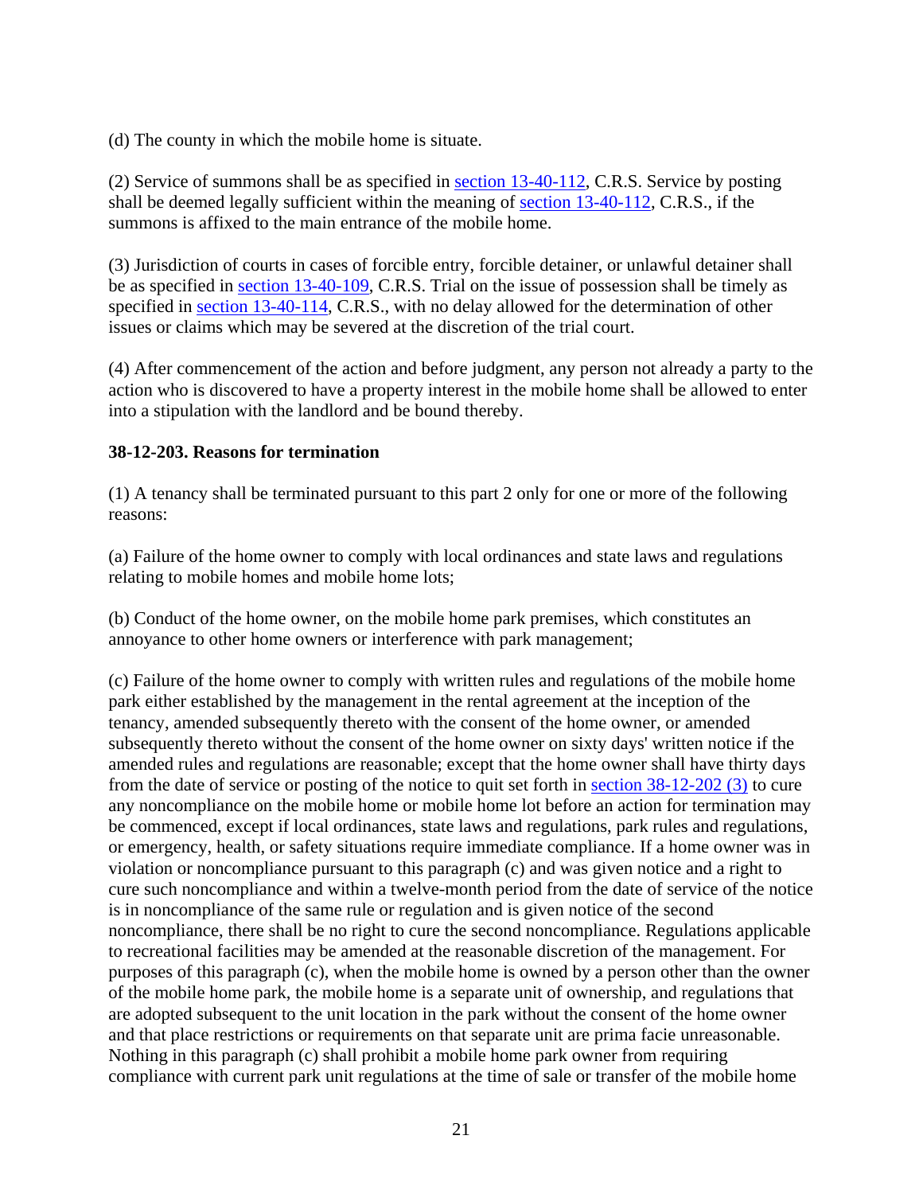(d) The county in which the mobile home is situate.

(2) Service of summons shall be as specified in section 13-40-112, C.R.S. Service by posting shall be deemed legally sufficient within the meaning of section 13-40-112, C.R.S., if the summons is affixed to the main entrance of the mobile home.

(3) Jurisdiction of courts in cases of forcible entry, forcible detainer, or unlawful detainer shall be as specified in section 13-40-109, C.R.S. Trial on the issue of possession shall be timely as specified in section 13-40-114, C.R.S., with no delay allowed for the determination of other issues or claims which may be severed at the discretion of the trial court.

(4) After commencement of the action and before judgment, any person not already a party to the action who is discovered to have a property interest in the mobile home shall be allowed to enter into a stipulation with the landlord and be bound thereby.

**38-12-203. Reasons for termination**

(1) A tenancy shall be terminated pursuant to this part 2 only for one or more of the following reasons:

(a) Failure of the home owner to comply with local ordinances and state laws and regulations relating to mobile homes and mobile home lots;

(b) Conduct of the home owner, on the mobile home park premises, which constitutes an annoyance to other home owners or interference with park management;

(c) Failure of the home owner to comply with written rules and regulations of the mobile home park either established by the management in the rental agreement at the inception of the tenancy, amended subsequently thereto with the consent of the home owner, or amended subsequently thereto without the consent of the home owner on sixty days' written notice if the amended rules and regulations are reasonable; except that the home owner shall have thirty days from the date of service or posting of the notice to quit set forth in section 38-12-202 (3) to cure any noncompliance on the mobile home or mobile home lot before an action for termination may be commenced, except if local ordinances, state laws and regulations, park rules and regulations, or emergency, health, or safety situations require immediate compliance. If a home owner was in violation or noncompliance pursuant to this paragraph (c) and was given notice and a right to cure such noncompliance and within a twelve-month period from the date of service of the notice is in noncompliance of the same rule or regulation and is given notice of the second noncompliance, there shall be no right to cure the second noncompliance. Regulations applicable to recreational facilities may be amended at the reasonable discretion of the management. For purposes of this paragraph (c), when the mobile home is owned by a person other than the owner of the mobile home park, the mobile home is a separate unit of ownership, and regulations that are adopted subsequent to the unit location in the park without the consent of the home owner and that place restrictions or requirements on that separate unit are prima facie unreasonable. Nothing in this paragraph (c) shall prohibit a mobile home park owner from requiring compliance with current park unit regulations at the time of sale or transfer of the mobile home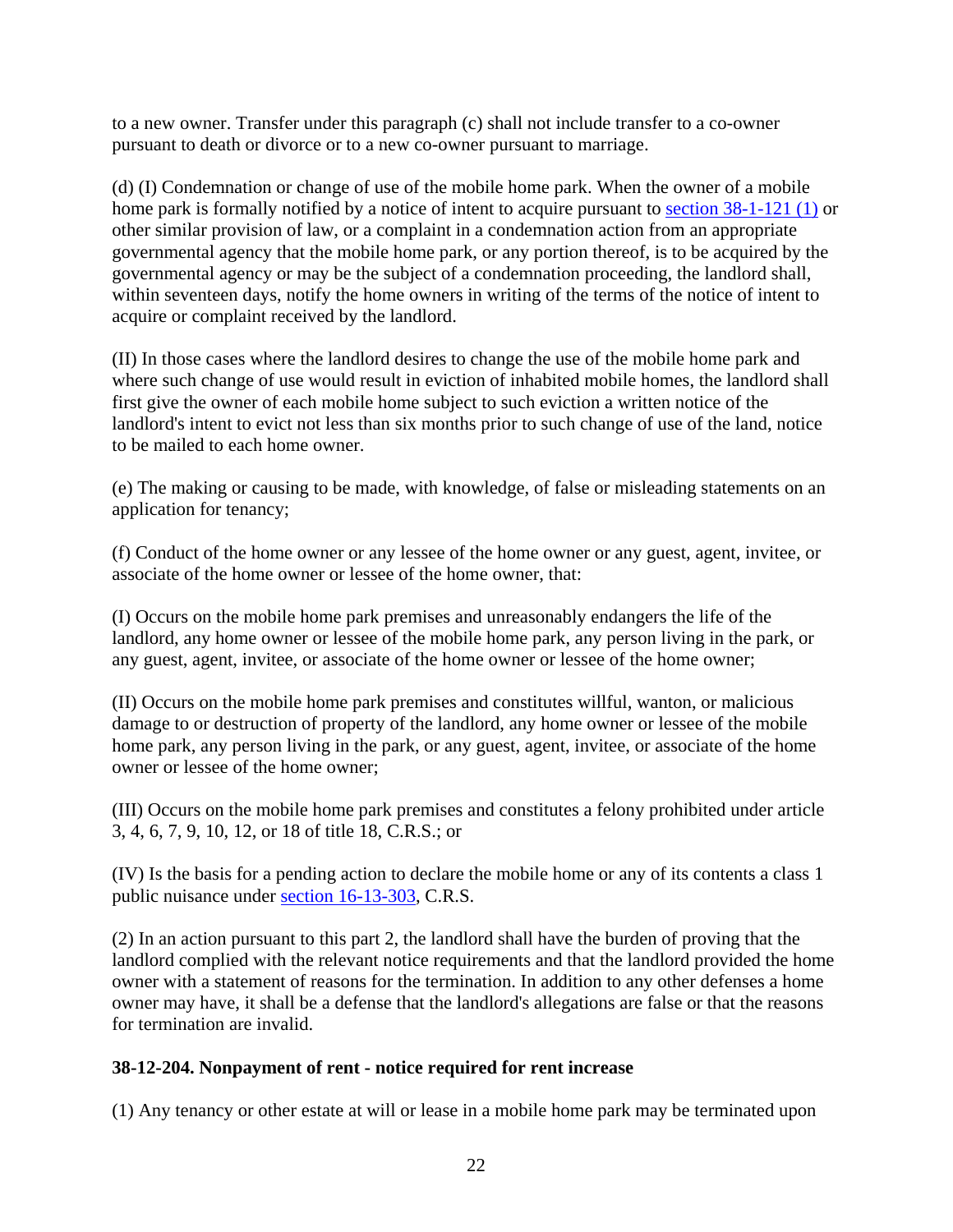to a new owner. Transfer under this paragraph (c) shall not include transfer to a co-owner pursuant to death or divorce or to a new co-owner pursuant to marriage.

(d) (I) Condemnation or change of use of the mobile home park. When the owner of a mobile home park is formally notified by a notice of intent to acquire pursuant to section 38-1-121 (1) or other similar provision of law, or a complaint in a condemnation action from an appropriate governmental agency that the mobile home park, or any portion thereof, is to be acquired by the governmental agency or may be the subject of a condemnation proceeding, the landlord shall, within seventeen days, notify the home owners in writing of the terms of the notice of intent to acquire or complaint received by the landlord.

(II) In those cases where the landlord desires to change the use of the mobile home park and where such change of use would result in eviction of inhabited mobile homes, the landlord shall first give the owner of each mobile home subject to such eviction a written notice of the landlord's intent to evict not less than six months prior to such change of use of the land, notice to be mailed to each home owner.

(e) The making or causing to be made, with knowledge, of false or misleading statements on an application for tenancy;

(f) Conduct of the home owner or any lessee of the home owner or any guest, agent, invitee, or associate of the home owner or lessee of the home owner, that:

(I) Occurs on the mobile home park premises and unreasonably endangers the life of the landlord, any home owner or lessee of the mobile home park, any person living in the park, or any guest, agent, invitee, or associate of the home owner or lessee of the home owner;

(II) Occurs on the mobile home park premises and constitutes willful, wanton, or malicious damage to or destruction of property of the landlord, any home owner or lessee of the mobile home park, any person living in the park, or any guest, agent, invitee, or associate of the home owner or lessee of the home owner;

(III) Occurs on the mobile home park premises and constitutes a felony prohibited under article 3, 4, 6, 7, 9, 10, 12, or 18 of title 18, C.R.S.; or

(IV) Is the basis for a pending action to declare the mobile home or any of its contents a class 1 public nuisance under section 16-13-303, C.R.S.

(2) In an action pursuant to this part 2, the landlord shall have the burden of proving that the landlord complied with the relevant notice requirements and that the landlord provided the home owner with a statement of reasons for the termination. In addition to any other defenses a home owner may have, it shall be a defense that the landlord's allegations are false or that the reasons for termination are invalid.

### 38-12-204. Nonpayment of rent - notice required for rent increase

(1) Any tenancy or other estate at will or lease in a mobile home park may be terminated upon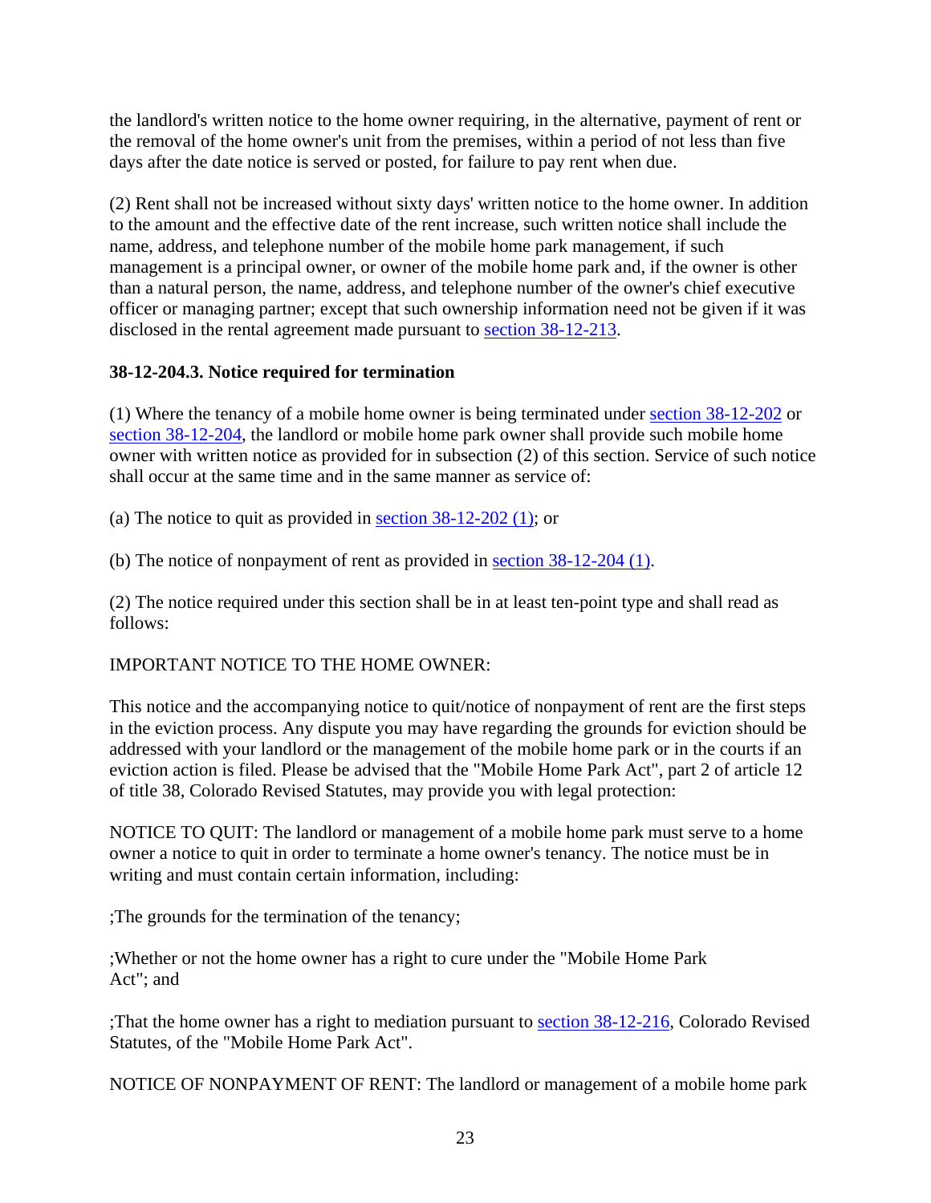the landlord's written notice to the home owner requiring, in the alternative, payment of rent or the removal of the home owner's unit from the premises, within a period of not less than five days after the date notice is served or posted, for failure to pay rent when due.

(2) Rent shall not be increased without sixty days' written notice to the home owner. In addition to the amount and the effective date of the rent increase, such written notice shall include the name, address, and telephone number of the mobile home park management, if such management is a principal owner, or owner of the mobile home park and, if the owner is other than a natural person, the name, address, and telephone number of the owner's chief executive officer or managing partner; except that such ownership information need not be given if it was disclosed in the rental agreement made pursuant to section 38-12-213.

**38-12-204.3. Notice required for termination**

(1) Where the tenancy of a mobile home owner is being terminated under section 38-12-202 or section 38-12-204, the landlord or mobile home park owner shall provide such mobile home owner with written notice as provided for in subsection (2) of this section. Service of such notice shall occur at the same time and in the same manner as service of:

(a) The notice to quit as provided in section 38-12-202 (1); or

(b) The notice of nonpayment of rent as provided in section 38-12-204 (1).

(2) The notice required under this section shall be in at least ten-point type and shall read as follows:

IMPORTANT NOTICE TO THE HOME OWNER:

This notice and the accompanying notice to quit/notice of nonpayment of rent are the first steps in the eviction process. Any dispute you may have regarding the grounds for eviction should be addressed with your landlord or the management of the mobile home park or in the courts if an eviction action is filed. Please be advised that the "Mobile Home Park Act", part 2 of article 12 of title 38, Colorado Revised Statutes, may provide you with legal protection:

NOTICE TO QUIT: The landlord or management of a mobile home park must serve to a home owner a notice to quit in order to terminate a home owner's tenancy. The notice must be in writing and must contain certain information, including:

;The grounds for the termination of the tenancy;

;Whether or not the home owner has a right to cure under the "Mobile Home Park Act"; and

;That the home owner has a right to mediation pursuant to section 38-12-216, Colorado Revised Statutes, of the "Mobile Home Park Act".

NOTICE OF NONPAYMENT OF RENT: The landlord or management of a mobile home park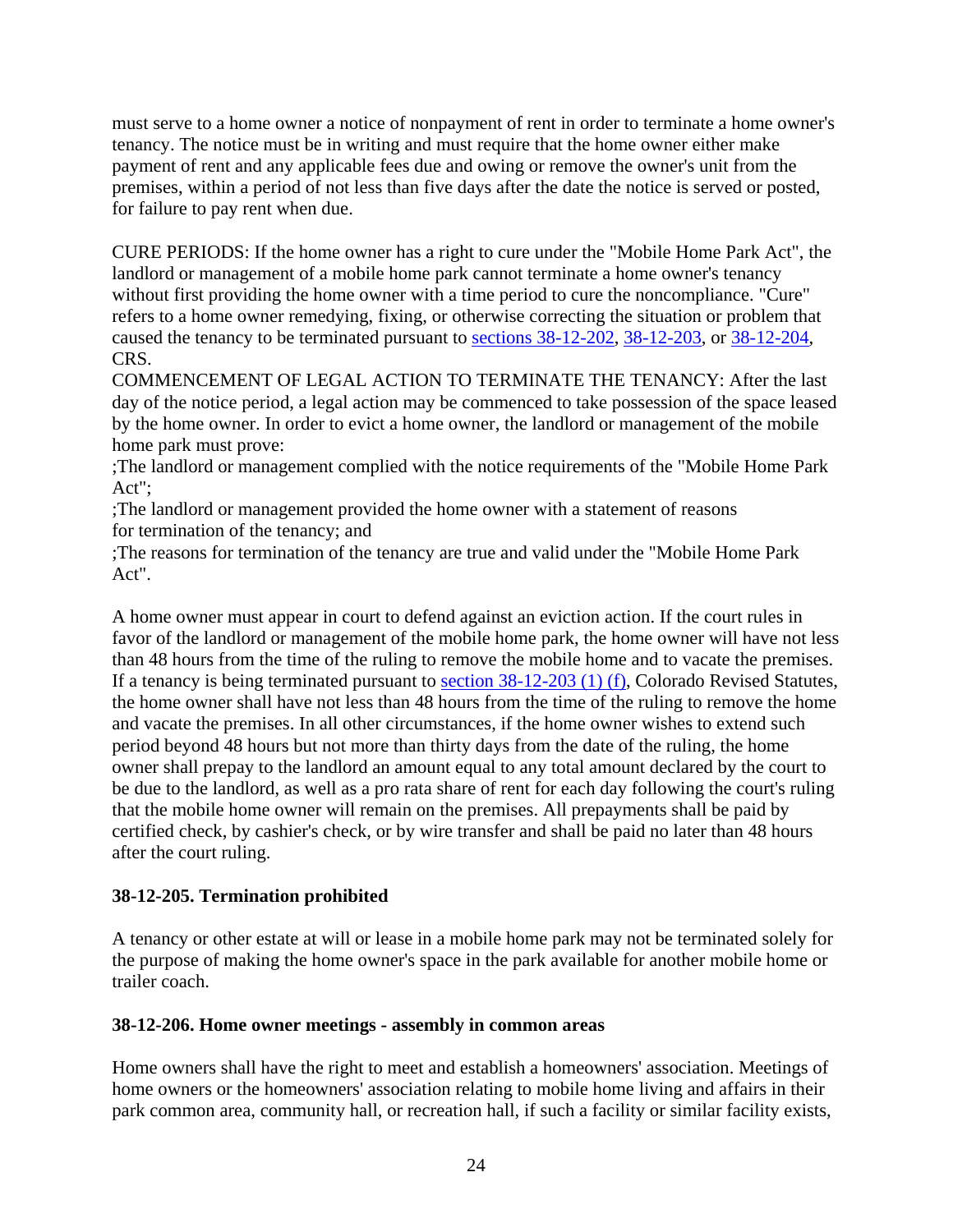must serve to a home owner a notice of nonpayment of rent in order to terminate a home owner's tenancy. The notice must be in writing and must require that the home owner either make payment of rent and any applicable fees due and owing or remove the owner's unit from the premises, within a period of not less than five days after the date the notice is served or posted, for failure to pay rent when due.

CURE PERIODS: If the home owner has a right to cure under the "Mobile Home Park Act", the landlord or management of a mobile home park cannot terminate a home owner's tenancy without first providing the home owner with a time period to cure the noncompliance. "Cure" refers to a home owner remedying, fixing, or otherwise correcting the situation or problem that caused the tenancy to be terminated pursuant to sections 38-12-202, 38-12-203, or 38-12-204, CRS.

COMMENCEMENT OF LEGAL ACTION TO TERMINATE THE TENANCY: After the last day of the notice period, a legal action may be commenced to take possession of the space leased by the home owner. In order to evict a home owner, the landlord or management of the mobile home park must prove:

;The landlord or management complied with the notice requirements of the "Mobile Home Park Act";

;The landlord or management provided the home owner with a statement of reasons for termination of the tenancy; and

;The reasons for termination of the tenancy are true and valid under the "Mobile Home Park Act".

A home owner must appear in court to defend against an eviction action. If the court rules in favor of the landlord or management of the mobile home park, the home owner will have not less than 48 hours from the time of the ruling to remove the mobile home and to vacate the premises. If a tenancy is being terminated pursuant to section 38-12-203 (1) (f), Colorado Revised Statutes, the home owner shall have not less than 48 hours from the time of the ruling to remove the home and vacate the premises. In all other circumstances, if the home owner wishes to extend such period beyond 48 hours but not more than thirty days from the date of the ruling, the home owner shall prepay to the landlord an amount equal to any total amount declared by the court to be due to the landlord, as well as a pro rata share of rent for each day following the court's ruling that the mobile home owner will remain on the premises. All prepayments shall be paid by certified check, by cashier's check, or by wire transfer and shall be paid no later than 48 hours after the court ruling.

**38-12-205. Termination prohibited**

A tenancy or other estate at will or lease in a mobile home park may not be terminated solely for the purpose of making the home owner's space in the park available for another mobile home or trailer coach.

**38-12-206. Home owner meetings - assembly in common areas**

Home owners shall have the right to meet and establish a homeowners' association. Meetings of home owners or the homeowners' association relating to mobile home living and affairs in their park common area, community hall, or recreation hall, if such a facility or similar facility exists,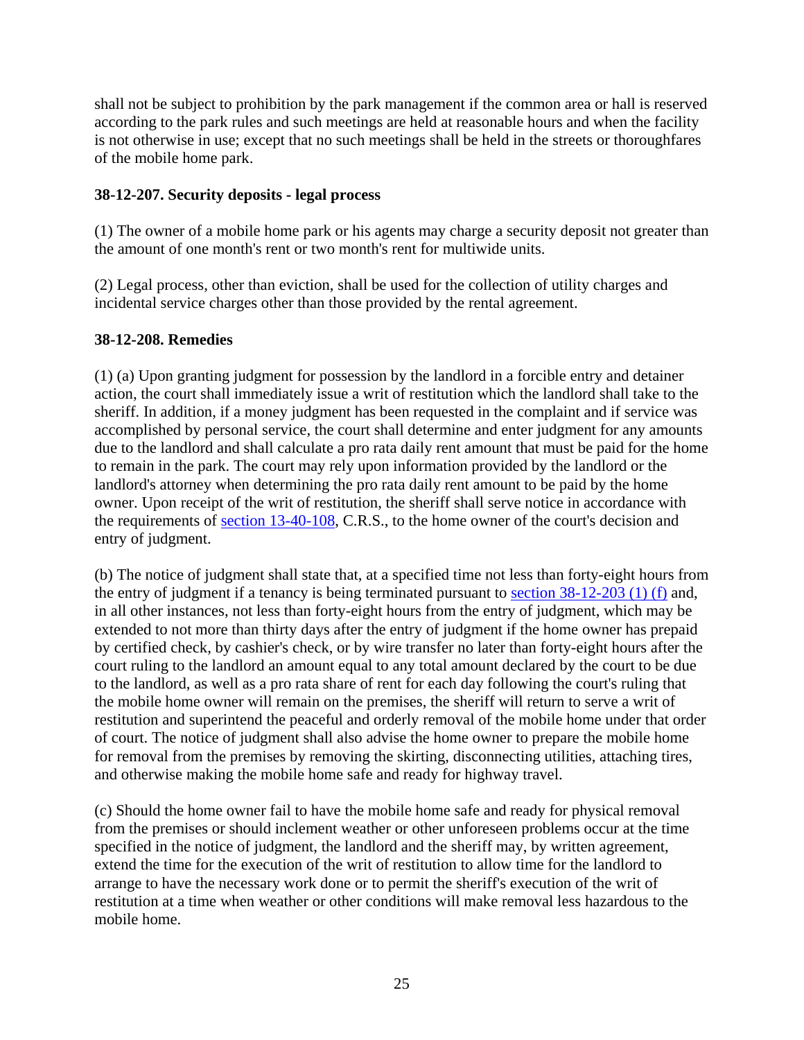shall not be subject to prohibition by the park management if the common area or hall is reserved according to the park rules and such meetings are held at reasonable hours and when the facility is not otherwise in use; except that no such meetings shall be held in the streets or thoroughfares of the mobile home park.

**38-12-207. Security deposits - legal process**

(1) The owner of a mobile home park or his agents may charge a security deposit not greater than the amount of one month's rent or two month's rent for multiwide units.

(2) Legal process, other than eviction, shall be used for the collection of utility charges and incidental service charges other than those provided by the rental agreement.

**38-12-208. Remedies**

(1) (a) Upon granting judgment for possession by the landlord in a forcible entry and detainer action, the court shall immediately issue a writ of restitution which the landlord shall take to the sheriff. In addition, if a money judgment has been requested in the complaint and if service was accomplished by personal service, the court shall determine and enter judgment for any amounts due to the landlord and shall calculate a pro rata daily rent amount that must be paid for the home to remain in the park. The court may rely upon information provided by the landlord or the landlord's attorney when determining the pro rata daily rent amount to be paid by the home owner. Upon receipt of the writ of restitution, the sheriff shall serve notice in accordance with the requirements of section 13-40-108, C.R.S., to the home owner of the court's decision and entry of judgment.

(b) The notice of judgment shall state that, at a specified time not less than forty-eight hours from the entry of judgment if a tenancy is being terminated pursuant to section 38-12-203 (1) (f) and, in all other instances, not less than forty-eight hours from the entry of judgment, which may be extended to not more than thirty days after the entry of judgment if the home owner has prepaid by certified check, by cashier's check, or by wire transfer no later than forty-eight hours after the court ruling to the landlord an amount equal to any total amount declared by the court to be due to the landlord, as well as a pro rata share of rent for each day following the court's ruling that the mobile home owner will remain on the premises, the sheriff will return to serve a writ of restitution and superintend the peaceful and orderly removal of the mobile home under that order of court. The notice of judgment shall also advise the home owner to prepare the mobile home for removal from the premises by removing the skirting, disconnecting utilities, attaching tires, and otherwise making the mobile home safe and ready for highway travel.

(c) Should the home owner fail to have the mobile home safe and ready for physical removal from the premises or should inclement weather or other unforeseen problems occur at the time specified in the notice of judgment, the landlord and the sheriff may, by written agreement, extend the time for the execution of the writ of restitution to allow time for the landlord to arrange to have the necessary work done or to permit the sheriff's execution of the writ of restitution at a time when weather or other conditions will make removal less hazardous to the mobile home.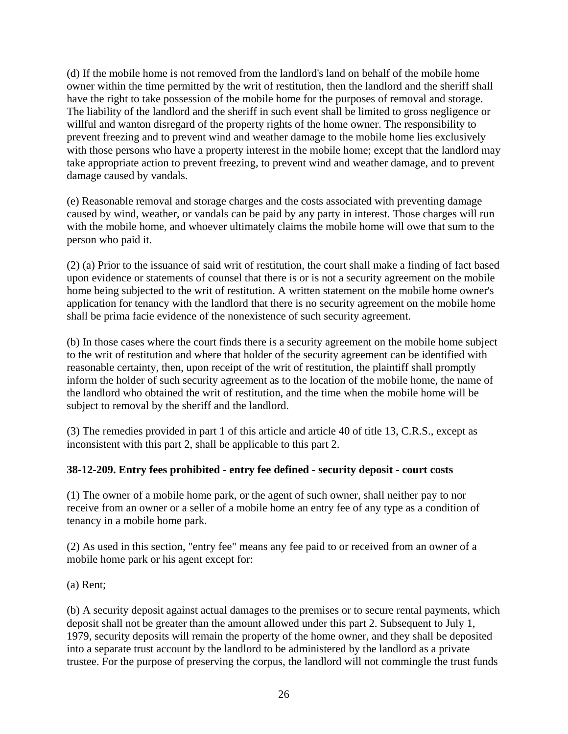(d) If the mobile home is not removed from the landlord's land on behalf of the mobile home owner within the time permitted by the writ of restitution, then the landlord and the sheriff shall have the right to take possession of the mobile home for the purposes of removal and storage. The liability of the landlord and the sheriff in such event shall be limited to gross negligence or willful and wanton disregard of the property rights of the home owner. The responsibility to prevent freezing and to prevent wind and weather damage to the mobile home lies exclusively with those persons who have a property interest in the mobile home; except that the landlord may take appropriate action to prevent freezing, to prevent wind and weather damage, and to prevent damage caused by vandals.

(e) Reasonable removal and storage charges and the costs associated with preventing damage caused by wind, weather, or vandals can be paid by any party in interest. Those charges will run with the mobile home, and whoever ultimately claims the mobile home will owe that sum to the person who paid it.

(2) (a) Prior to the issuance of said writ of restitution, the court shall make a finding of fact based upon evidence or statements of counsel that there is or is not a security agreement on the mobile home being subjected to the writ of restitution. A written statement on the mobile home owner's application for tenancy with the landlord that there is no security agreement on the mobile home shall be prima facie evidence of the nonexistence of such security agreement.

(b) In those cases where the court finds there is a security agreement on the mobile home subject to the writ of restitution and where that holder of the security agreement can be identified with reasonable certainty, then, upon receipt of the writ of restitution, the plaintiff shall promptly inform the holder of such security agreement as to the location of the mobile home, the name of the landlord who obtained the writ of restitution, and the time when the mobile home will be subject to removal by the sheriff and the landlord.

(3) The remedies provided in part 1 of this article and article 40 of title 13, C.R.S., except as inconsistent with this part 2, shall be applicable to this part 2.

**38-12-209. Entry fees prohibited - entry fee defined - security deposit - court costs**

(1) The owner of a mobile home park, or the agent of such owner, shall neither pay to nor receive from an owner or a seller of a mobile home an entry fee of any type as a condition of tenancy in a mobile home park.

(2) As used in this section, "entry fee" means any fee paid to or received from an owner of a mobile home park or his agent except for:

(a) Rent;

(b) A security deposit against actual damages to the premises or to secure rental payments, which deposit shall not be greater than the amount allowed under this part 2. Subsequent to July 1, 1979, security deposits will remain the property of the home owner, and they shall be deposited into a separate trust account by the landlord to be administered by the landlord as a private trustee. For the purpose of preserving the corpus, the landlord will not commingle the trust funds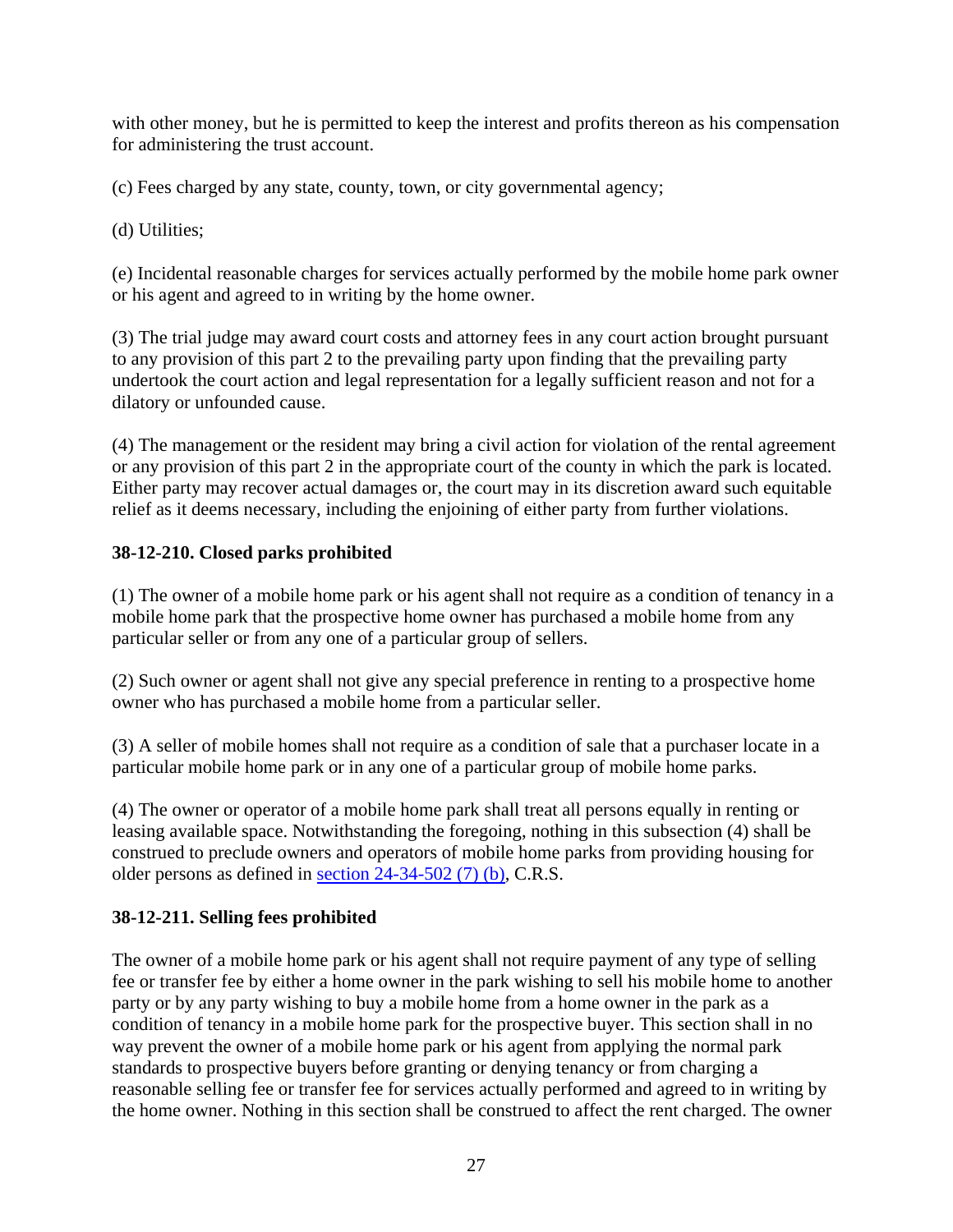with other money, but he is permitted to keep the interest and profits thereon as his compensation for administering the trust account.

(c) Fees charged by any state, county, town, or city governmental agency;

(d) Utilities;

(e) Incidental reasonable charges for services actually performed by the mobile home park owner or his agent and agreed to in writing by the home owner.

(3) The trial judge may award court costs and attorney fees in any court action brought pursuant to any provision of this part 2 to the prevailing party upon finding that the prevailing party undertook the court action and legal representation for a legally sufficient reason and not for a dilatory or unfounded cause.

(4) The management or the resident may bring a civil action for violation of the rental agreement or any provision of this part 2 in the appropriate court of the county in which the park is located. Either party may recover actual damages or, the court may in its discretion award such equitable relief as it deems necessary, including the enjoining of either party from further violations.

**38-12-210. Closed parks prohibited**

(1) The owner of a mobile home park or his agent shall not require as a condition of tenancy in a mobile home park that the prospective home owner has purchased a mobile home from any particular seller or from any one of a particular group of sellers.

(2) Such owner or agent shall not give any special preference in renting to a prospective home owner who has purchased a mobile home from a particular seller.

(3) A seller of mobile homes shall not require as a condition of sale that a purchaser locate in a particular mobile home park or in any one of a particular group of mobile home parks.

(4) The owner or operator of a mobile home park shall treat all persons equally in renting or leasing available space. Notwithstanding the foregoing, nothing in this subsection (4) shall be construed to preclude owners and operators of mobile home parks from providing housing for older persons as defined in section 24-34-502 (7) (b), C.R.S.

**38-12-211. Selling fees prohibited**

The owner of a mobile home park or his agent shall not require payment of any type of selling fee or transfer fee by either a home owner in the park wishing to sell his mobile home to another party or by any party wishing to buy a mobile home from a home owner in the park as a condition of tenancy in a mobile home park for the prospective buyer. This section shall in no way prevent the owner of a mobile home park or his agent from applying the normal park standards to prospective buyers before granting or denying tenancy or from charging a reasonable selling fee or transfer fee for services actually performed and agreed to in writing by the home owner. Nothing in this section shall be construed to affect the rent charged. The owner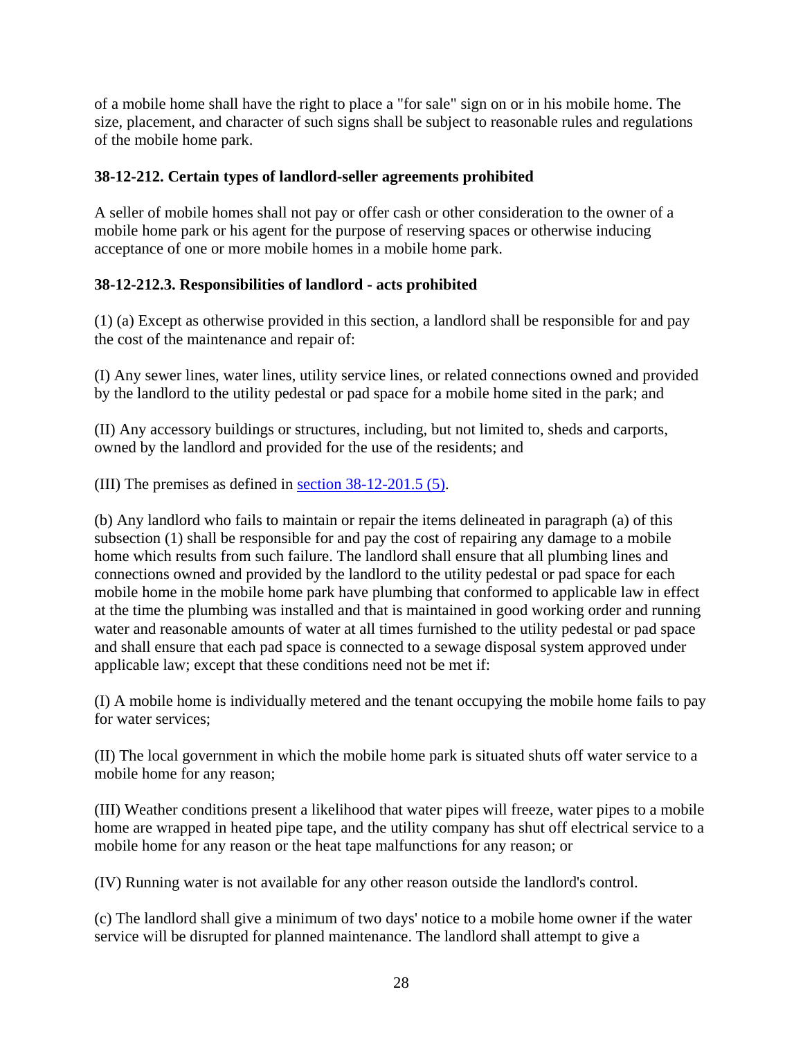of a mobile home shall have the right to place a "for sale" sign on or in his mobile home. The size, placement, and character of such signs shall be subject to reasonable rules and regulations of the mobile home park.

**38-12-212. Certain types of landlord-seller agreements prohibited**

A seller of mobile homes shall not pay or offer cash or other consideration to the owner of a mobile home park or his agent for the purpose of reserving spaces or otherwise inducing acceptance of one or more mobile homes in a mobile home park.

**38-12-212.3. Responsibilities of landlord - acts prohibited**

(1) (a) Except as otherwise provided in this section, a landlord shall be responsible for and pay the cost of the maintenance and repair of:

(I) Any sewer lines, water lines, utility service lines, or related connections owned and provided by the landlord to the utility pedestal or pad space for a mobile home sited in the park; and

(II) Any accessory buildings or structures, including, but not limited to, sheds and carports, owned by the landlord and provided for the use of the residents; and

(III) The premises as defined in section 38-12-201.5 (5).

(b) Any landlord who fails to maintain or repair the items delineated in paragraph (a) of this subsection (1) shall be responsible for and pay the cost of repairing any damage to a mobile home which results from such failure. The landlord shall ensure that all plumbing lines and connections owned and provided by the landlord to the utility pedestal or pad space for each mobile home in the mobile home park have plumbing that conformed to applicable law in effect at the time the plumbing was installed and that is maintained in good working order and running water and reasonable amounts of water at all times furnished to the utility pedestal or pad space and shall ensure that each pad space is connected to a sewage disposal system approved under applicable law; except that these conditions need not be met if:

(I) A mobile home is individually metered and the tenant occupying the mobile home fails to pay for water services;

(II) The local government in which the mobile home park is situated shuts off water service to a mobile home for any reason;

(III) Weather conditions present a likelihood that water pipes will freeze, water pipes to a mobile home are wrapped in heated pipe tape, and the utility company has shut off electrical service to a mobile home for any reason or the heat tape malfunctions for any reason; or

(IV) Running water is not available for any other reason outside the landlord's control.

(c) The landlord shall give a minimum of two days' notice to a mobile home owner if the water service will be disrupted for planned maintenance. The landlord shall attempt to give a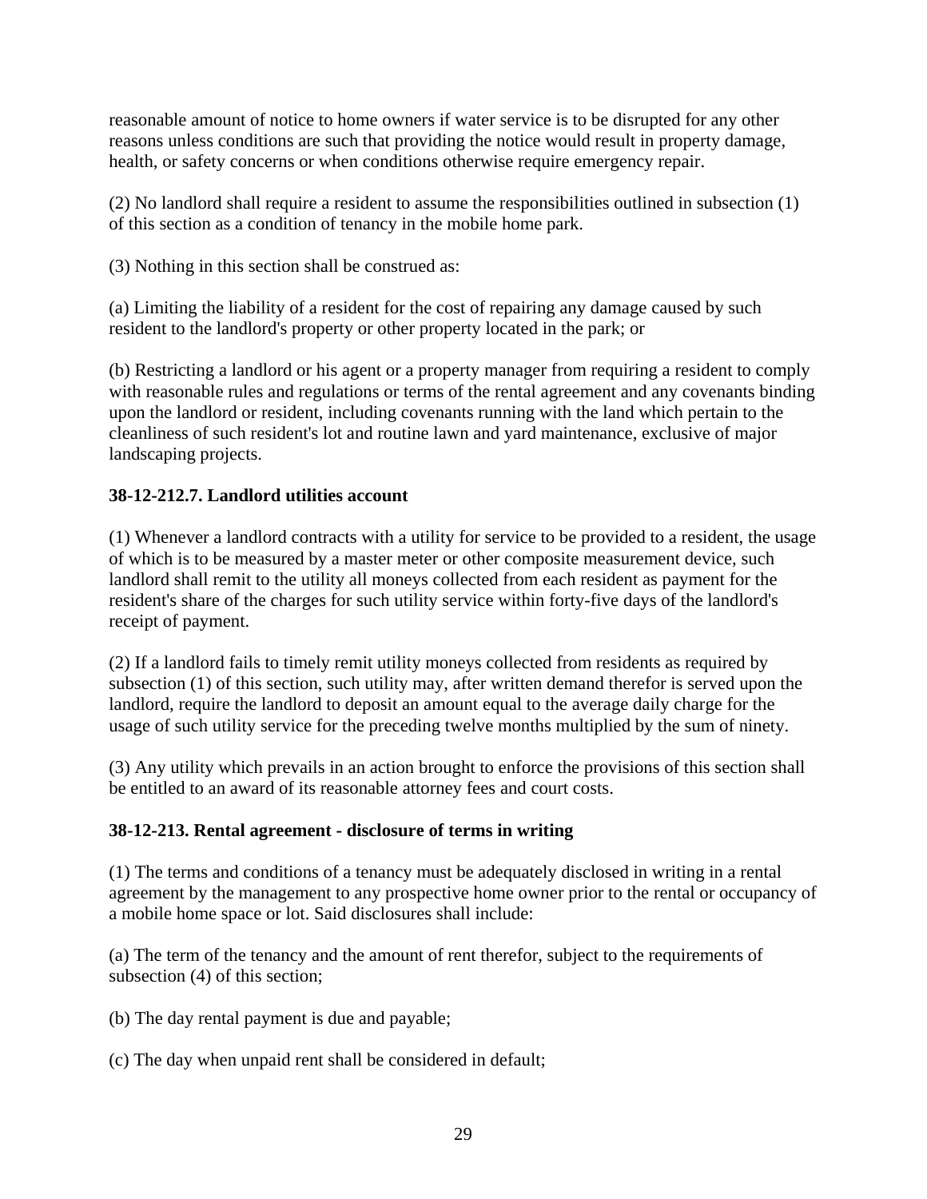reasonable amount of notice to home owners if water service is to be disrupted for any other reasons unless conditions are such that providing the notice would result in property damage, health, or safety concerns or when conditions otherwise require emergency repair.

(2) No landlord shall require a resident to assume the responsibilities outlined in subsection (1) of this section as a condition of tenancy in the mobile home park.

(3) Nothing in this section shall be construed as:

(a) Limiting the liability of a resident for the cost of repairing any damage caused by such resident to the landlord's property or other property located in the park; or

(b) Restricting a landlord or his agent or a property manager from requiring a resident to comply with reasonable rules and regulations or terms of the rental agreement and any covenants binding upon the landlord or resident, including covenants running with the land which pertain to the cleanliness of such resident's lot and routine lawn and yard maintenance, exclusive of major landscaping projects.

**38-12-212.7. Landlord utilities account**

(1) Whenever a landlord contracts with a utility for service to be provided to a resident, the usage of which is to be measured by a master meter or other composite measurement device, such landlord shall remit to the utility all moneys collected from each resident as payment for the resident's share of the charges for such utility service within forty-five days of the landlord's receipt of payment.

(2) If a landlord fails to timely remit utility moneys collected from residents as required by subsection (1) of this section, such utility may, after written demand therefor is served upon the landlord, require the landlord to deposit an amount equal to the average daily charge for the usage of such utility service for the preceding twelve months multiplied by the sum of ninety.

(3) Any utility which prevails in an action brought to enforce the provisions of this section shall be entitled to an award of its reasonable attorney fees and court costs.

**38-12-213. Rental agreement - disclosure of terms in writing**

(1) The terms and conditions of a tenancy must be adequately disclosed in writing in a rental agreement by the management to any prospective home owner prior to the rental or occupancy of a mobile home space or lot. Said disclosures shall include:

(a) The term of the tenancy and the amount of rent therefor, subject to the requirements of subsection (4) of this section;

(b) The day rental payment is due and payable;

(c) The day when unpaid rent shall be considered in default;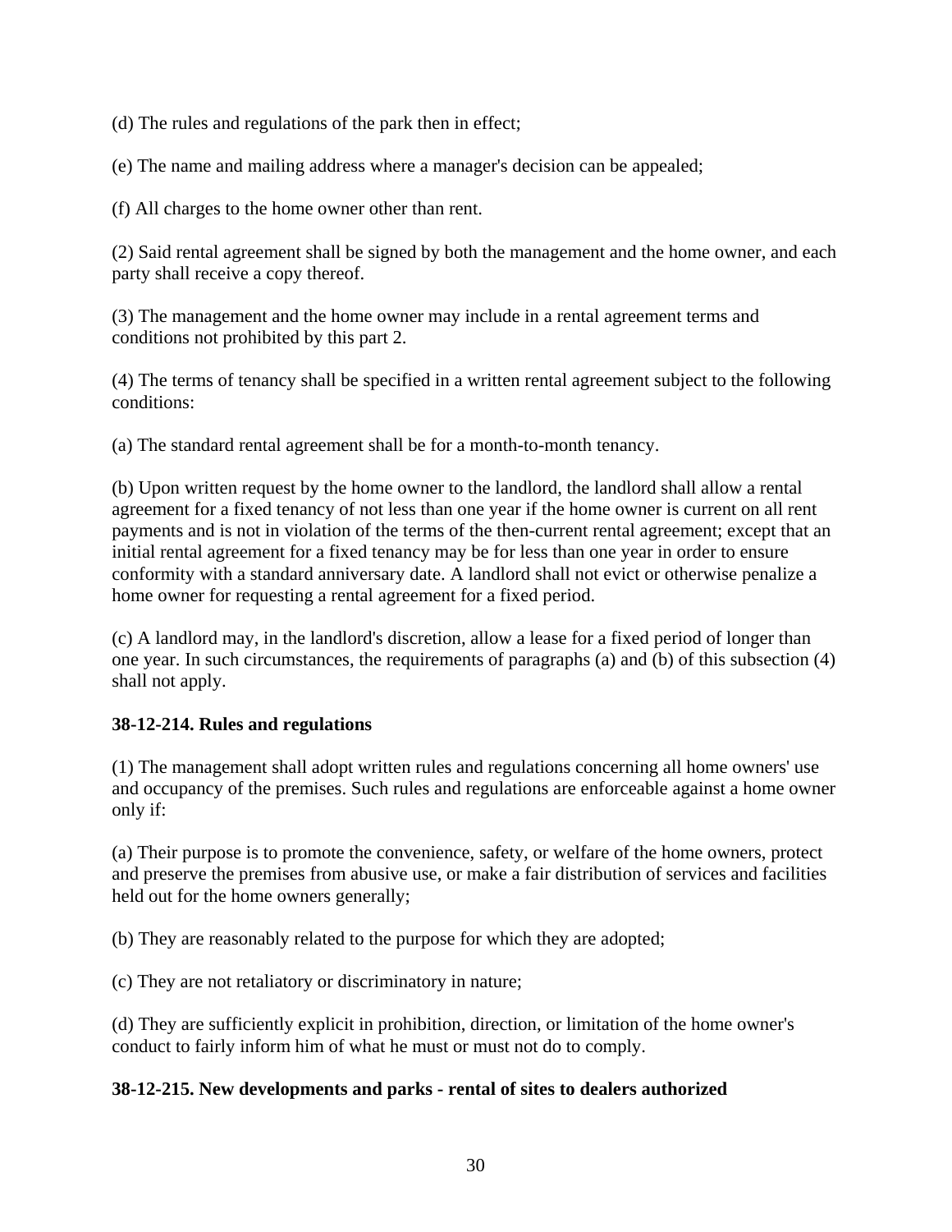(d) The rules and regulations of the park then in effect;

(e) The name and mailing address where a manager's decision can be appealed;

(f) All charges to the home owner other than rent.

(2) Said rental agreement shall be signed by both the management and the home owner, and each party shall receive a copy thereof.

(3) The management and the home owner may include in a rental agreement terms and conditions not prohibited by this part 2.

(4) The terms of tenancy shall be specified in a written rental agreement subject to the following conditions:

(a) The standard rental agreement shall be for a month-to-month tenancy.

(b) Upon written request by the home owner to the landlord, the landlord shall allow a rental agreement for a fixed tenancy of not less than one year if the home owner is current on all rent payments and is not in violation of the terms of the then-current rental agreement; except that an initial rental agreement for a fixed tenancy may be for less than one year in order to ensure conformity with a standard anniversary date. A landlord shall not evict or otherwise penalize a home owner for requesting a rental agreement for a fixed period.

(c) A landlord may, in the landlord's discretion, allow a lease for a fixed period of longer than one year. In such circumstances, the requirements of paragraphs (a) and (b) of this subsection (4) shall not apply.

**38-12-214. Rules and regulations**

(1) The management shall adopt written rules and regulations concerning all home owners' use and occupancy of the premises. Such rules and regulations are enforceable against a home owner only if:

(a) Their purpose is to promote the convenience, safety, or welfare of the home owners, protect and preserve the premises from abusive use, or make a fair distribution of services and facilities held out for the home owners generally;

(b) They are reasonably related to the purpose for which they are adopted;

(c) They are not retaliatory or discriminatory in nature;

(d) They are sufficiently explicit in prohibition, direction, or limitation of the home owner's conduct to fairly inform him of what he must or must not do to comply.

**38-12-215. New developments and parks - rental of sites to dealers authorized**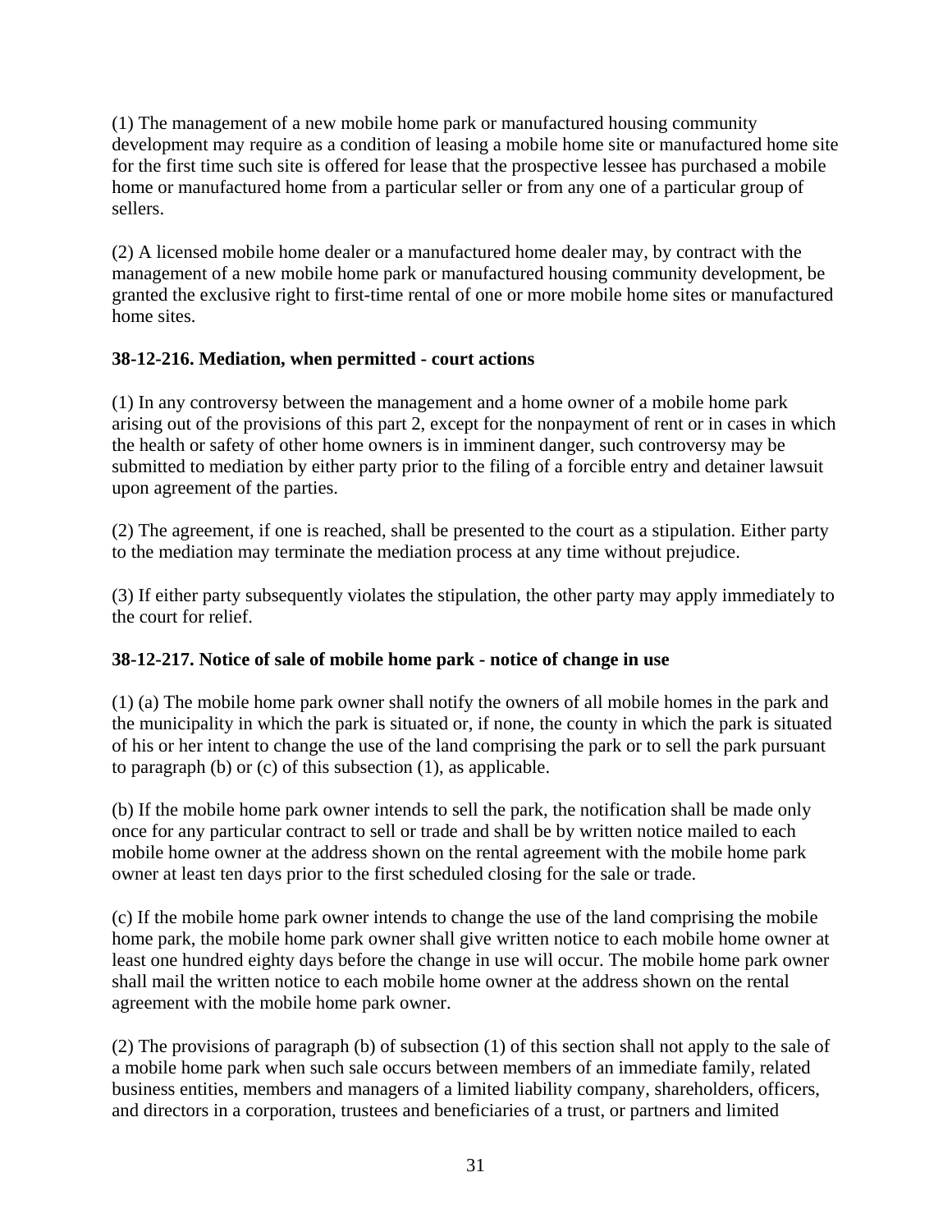(1) The management of a new mobile home park or manufactured housing community development may require as a condition of leasing a mobile home site or manufactured home site for the first time such site is offered for lease that the prospective lessee has purchased a mobile home or manufactured home from a particular seller or from any one of a particular group of sellers.

(2) A licensed mobile home dealer or a manufactured home dealer may, by contract with the management of a new mobile home park or manufactured housing community development, be granted the exclusive right to first-time rental of one or more mobile home sites or manufactured home sites.

**38-12-216. Mediation, when permitted - court actions**

(1) In any controversy between the management and a home owner of a mobile home park arising out of the provisions of this part 2, except for the nonpayment of rent or in cases in which the health or safety of other home owners is in imminent danger, such controversy may be submitted to mediation by either party prior to the filing of a forcible entry and detainer lawsuit upon agreement of the parties.

(2) The agreement, if one is reached, shall be presented to the court as a stipulation. Either party to the mediation may terminate the mediation process at any time without prejudice.

(3) If either party subsequently violates the stipulation, the other party may apply immediately to the court for relief.

**38-12-217. Notice of sale of mobile home park - notice of change in use**

(1) (a) The mobile home park owner shall notify the owners of all mobile homes in the park and the municipality in which the park is situated or, if none, the county in which the park is situated of his or her intent to change the use of the land comprising the park or to sell the park pursuant to paragraph (b) or (c) of this subsection (1), as applicable.

(b) If the mobile home park owner intends to sell the park, the notification shall be made only once for any particular contract to sell or trade and shall be by written notice mailed to each mobile home owner at the address shown on the rental agreement with the mobile home park owner at least ten days prior to the first scheduled closing for the sale or trade.

(c) If the mobile home park owner intends to change the use of the land comprising the mobile home park, the mobile home park owner shall give written notice to each mobile home owner at least one hundred eighty days before the change in use will occur. The mobile home park owner shall mail the written notice to each mobile home owner at the address shown on the rental agreement with the mobile home park owner.

(2) The provisions of paragraph (b) of subsection (1) of this section shall not apply to the sale of a mobile home park when such sale occurs between members of an immediate family, related business entities, members and managers of a limited liability company, shareholders, officers, and directors in a corporation, trustees and beneficiaries of a trust, or partners and limited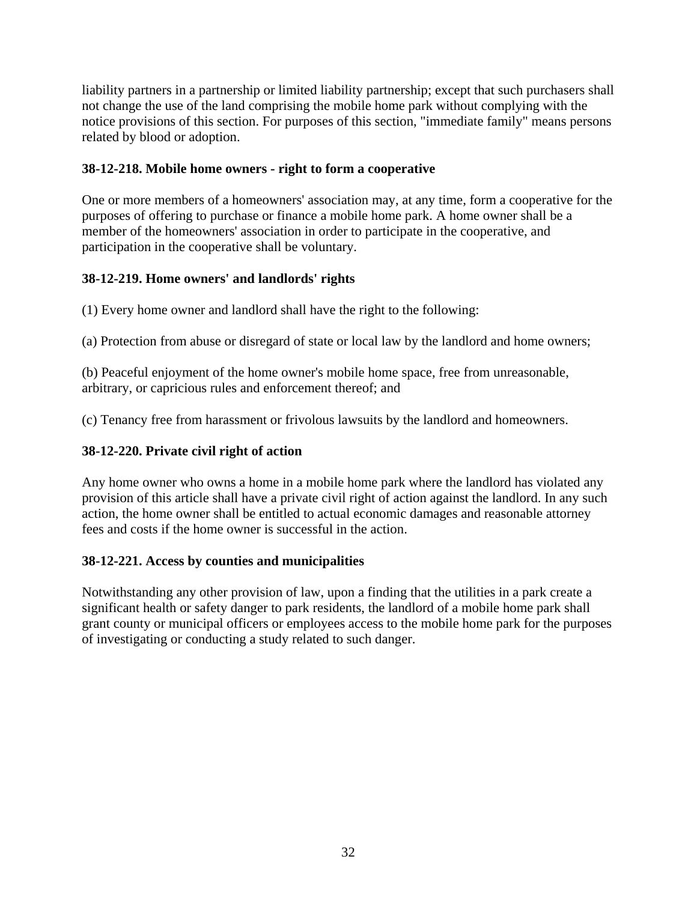liability partners in a partnership or limited liability partnership; except that such purchasers shall not change the use of the land comprising the mobile home park without complying with the notice provisions of this section. For purposes of this section, "immediate family" means persons related by blood or adoption.

### 38-12-218. Mobile home owners - right to form a cooperative

One or more members of a homeowners' association may, at any time, form a cooperative for the purposes of offering to purchase or finance a mobile home park. A home owner shall be a member of the homeowners' association in order to participate in the cooperative, and participation in the cooperative shall be voluntary.

### 38-12-219. Home owners' and landlords' rights

(1) Every home owner and landlord shall have the right to the following:

(a) Protection from abuse or disregard of state or local law by the landlord and home owners;

(b) Peaceful enjoyment of the home owner's mobile home space, free from unreasonable, arbitrary, or capricious rules and enforcement thereof; and

(c) Tenancy free from harassment or frivolous lawsuits by the landlord and homeowners.

### 38-12-220. Private civil right of action

Any home owner who owns a home in a mobile home park where the landlord has violated any provision of this article shall have a private civil right of action against the landlord. In any such action, the home owner shall be entitled to actual economic damages and reasonable attorney fees and costs if the home owner is successful in the action.

### 38-12-221. Access by counties and municipalities

Notwithstanding any other provision of law, upon a finding that the utilities in a park create a significant health or safety danger to park residents, the landlord of a mobile home park shall grant county or municipal officers or employees access to the mobile home park for the purposes of investigating or conducting a study related to such danger.